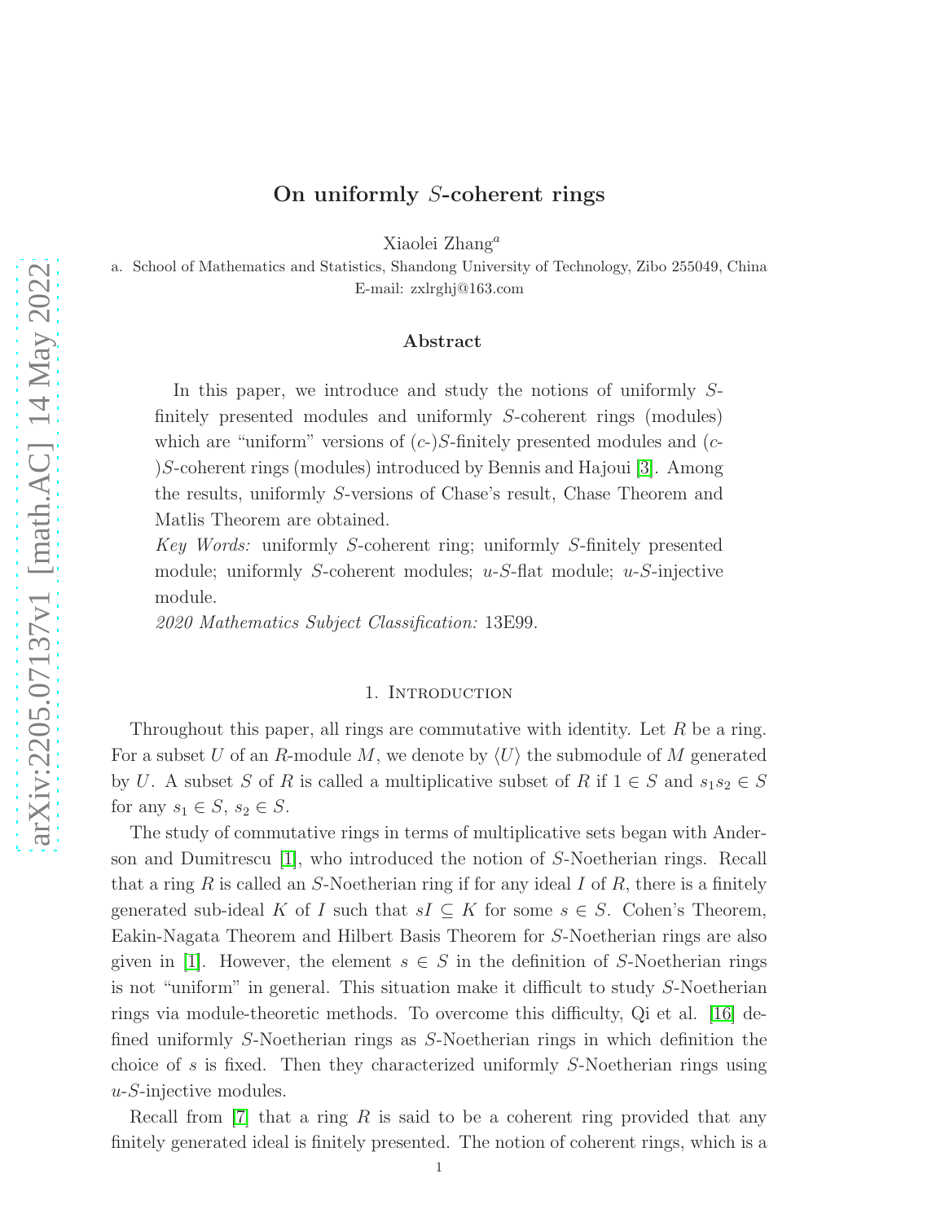# On uniformly $S$-coherent rings

Xiaolei Zhang[a]

a. School of Mathematics and Statistics, Shandong University of Technology, Zibo 255049, China
E-mail: zxlrghj@163.com

## Abstract

In this paper, we introduce and study the notions of uniformly $S$-finitely presented modules and uniformly $S$-coherent rings (modules) which are "uniform" versions of ($c$-)$S$-finitely presented modules and ($c$-)$S$-coherent rings (modules) introduced by Bennis and Hajoui [3]. Among the results, uniformly $S$-versions of Chase's result, Chase Theorem and Matlis Theorem are obtained.

*Key Words:* uniformly $S$-coherent ring; uniformly $S$-finitely presented module; uniformly $S$-coherent modules; $u$-$S$-flat module; $u$-$S$-injective module.

*2020 Mathematics Subject Classification:* 13E99.

## 1. Introduction

Throughout this paper, all rings are commutative with identity. Let $R$ be a ring. For a subset $U$ of an $R$-module $M$, we denote by $\langle U\rangle$ the submodule of $M$ generated by $U$. A subset $S$ of $R$ is called a multiplicative subset of $R$ if $1 \in S$ and $s_1s_2 \in S$ for any $s_1 \in S$, $s_2 \in S$.

The study of commutative rings in terms of multiplicative sets began with Anderson and Dumitrescu [1], who introduced the notion of $S$-Noetherian rings. Recall that a ring $R$ is called an $S$-Noetherian ring if for any ideal $I$ of $R$, there is a finitely generated sub-ideal $K$ of $I$ such that $sI \subseteq K$ for some $s \in S$. Cohen's Theorem, Eakin-Nagata Theorem and Hilbert Basis Theorem for $S$-Noetherian rings are also given in [1]. However, the element $s \in S$ in the definition of $S$-Noetherian rings is not "uniform" in general. This situation make it difficult to study $S$-Noetherian rings via module-theoretic methods. To overcome this difficulty, Qi et al. [16] defined uniformly $S$-Noetherian rings as $S$-Noetherian rings in which definition the choice of $s$ is fixed. Then they characterized uniformly $S$-Noetherian rings using $u$-$S$-injective modules.

Recall from [7] that a ring $R$ is said to be a coherent ring provided that any finitely generated ideal is finitely presented. The notion of coherent rings, which is a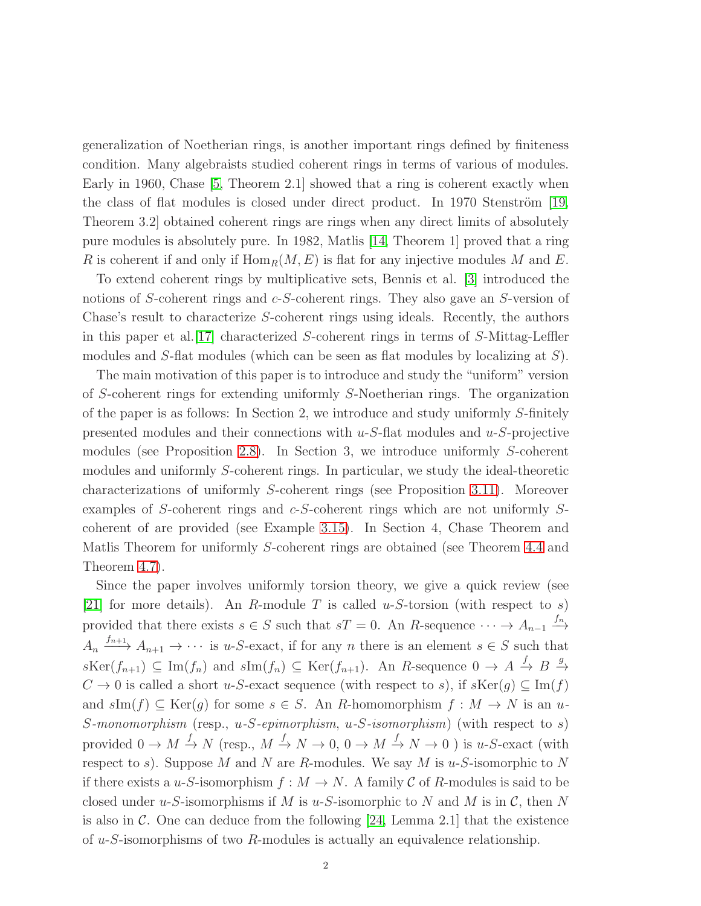generalization of Noetherian rings, is another important rings defined by finiteness condition. Many algebraists studied coherent rings in terms of various of modules. Early in 1960, Chase [5, Theorem 2.1] showed that a ring is coherent exactly when the class of flat modules is closed under direct product. In 1970 Stenström [19, Theorem 3.2] obtained coherent rings are rings when any direct limits of absolutely pure modules is absolutely pure. In 1982, Matlis [14, Theorem 1] proved that a ring $R$ is coherent if and only if $\mathrm{Hom}_R(M, E)$ is flat for any injective modules $M$ and $E$.

To extend coherent rings by multiplicative sets, Bennis et al. [3] introduced the notions of $S$-coherent rings and $c$-$S$-coherent rings. They also gave an $S$-version of Chase's result to characterize $S$-coherent rings using ideals. Recently, the authors in this paper et al.[17] characterized $S$-coherent rings in terms of $S$-Mittag-Leffler modules and $S$-flat modules (which can be seen as flat modules by localizing at $S$).

The main motivation of this paper is to introduce and study the "uniform" version of $S$-coherent rings for extending uniformly $S$-Noetherian rings. The organization of the paper is as follows: In Section 2, we introduce and study uniformly $S$-finitely presented modules and their connections with $u$-$S$-flat modules and $u$-$S$-projective modules (see Proposition 2.8). In Section 3, we introduce uniformly $S$-coherent modules and uniformly $S$-coherent rings. In particular, we study the ideal-theoretic characterizations of uniformly $S$-coherent rings (see Proposition 3.11). Moreover examples of $S$-coherent rings and $c$-$S$-coherent rings which are not uniformly $S$-coherent of are provided (see Example 3.15). In Section 4, Chase Theorem and Matlis Theorem for uniformly $S$-coherent rings are obtained (see Theorem 4.4 and Theorem 4.7).

Since the paper involves uniformly torsion theory, we give a quick review (see [21] for more details). An $R$-module $T$ is called $u$-$S$-torsion (with respect to $s$) provided that there exists $s \in S$ such that $sT = 0$. An $R$-sequence $\cdots \to A_{n-1} \xrightarrow{f_n} A_n \xrightarrow{f_{n+1}} A_{n+1} \to \cdots$ is $u$-$S$-exact, if for any $n$ there is an element $s \in S$ such that $s\mathrm{Ker}(f_{n+1}) \subseteq \mathrm{Im}(f_n)$ and $s\mathrm{Im}(f_n) \subseteq \mathrm{Ker}(f_{n+1})$. An $R$-sequence $0 \to A \xrightarrow{f} B \xrightarrow{g} C \to 0$ is called a short $u$-$S$-exact sequence (with respect to $s$), if $s\mathrm{Ker}(g) \subseteq \mathrm{Im}(f)$ and $s\mathrm{Im}(f) \subseteq \mathrm{Ker}(g)$ for some $s \in S$. An $R$-homomorphism $f : M \to N$ is an *$u$-$S$-monomorphism* (resp., *$u$-$S$-epimorphism*, *$u$-$S$-isomorphism*) (with respect to $s$) provided $0 \to M \xrightarrow{f} N$ (resp., $M \xrightarrow{f} N \to 0$, $0 \to M \xrightarrow{f} N \to 0$ ) is $u$-$S$-exact (with respect to $s$). Suppose $M$ and $N$ are $R$-modules. We say $M$ is $u$-$S$-isomorphic to $N$ if there exists a $u$-$S$-isomorphism $f : M \to N$. A family $\mathcal{C}$ of $R$-modules is said to be closed under $u$-$S$-isomorphisms if $M$ is $u$-$S$-isomorphic to $N$ and $M$ is in $\mathcal{C}$, then $N$ is also in $\mathcal{C}$. One can deduce from the following [24, Lemma 2.1] that the existence of $u$-$S$-isomorphisms of two $R$-modules is actually an equivalence relationship.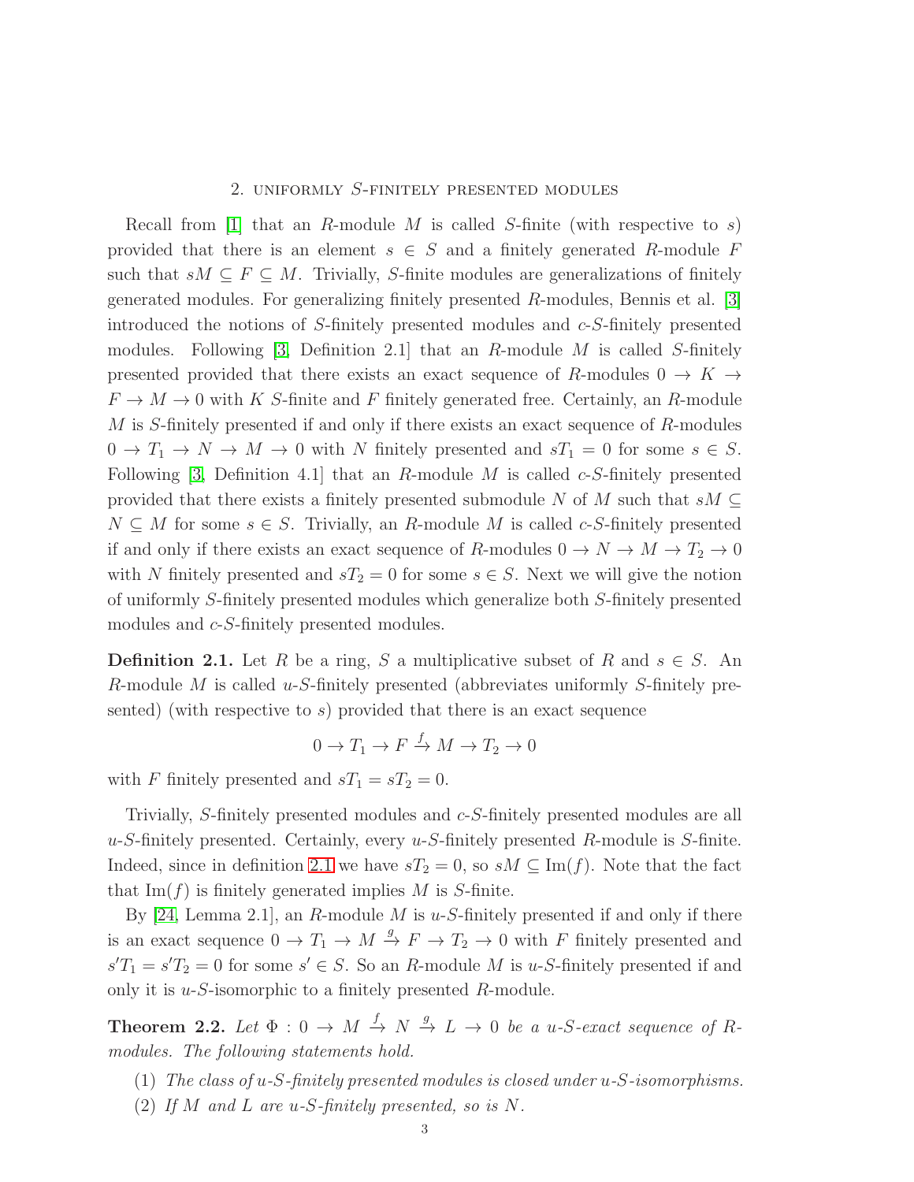## 2. uniformly $S$-finitely presented modules

Recall from [1] that an $R$-module $M$ is called $S$-finite (with respective to $s$) provided that there is an element $s \in S$ and a finitely generated $R$-module $F$ such that $sM \subseteq F \subseteq M$. Trivially, $S$-finite modules are generalizations of finitely generated modules. For generalizing finitely presented $R$-modules, Bennis et al. [3] introduced the notions of $S$-finitely presented modules and $c$-$S$-finitely presented modules. Following [3, Definition 2.1] that an $R$-module $M$ is called $S$-finitely presented provided that there exists an exact sequence of $R$-modules $0 \to K \to F \to M \to 0$ with $K$ $S$-finite and $F$ finitely generated free. Certainly, an $R$-module $M$ is $S$-finitely presented if and only if there exists an exact sequence of $R$-modules $0 \to T_1 \to N \to M \to 0$ with $N$ finitely presented and $sT_1 = 0$ for some $s \in S$. Following [3, Definition 4.1] that an $R$-module $M$ is called $c$-$S$-finitely presented provided that there exists a finitely presented submodule $N$ of $M$ such that $sM \subseteq N \subseteq M$ for some $s \in S$. Trivially, an $R$-module $M$ is called $c$-$S$-finitely presented if and only if there exists an exact sequence of $R$-modules $0 \to N \to M \to T_2 \to 0$ with $N$ finitely presented and $sT_2 = 0$ for some $s \in S$. Next we will give the notion of uniformly $S$-finitely presented modules which generalize both $S$-finitely presented modules and $c$-$S$-finitely presented modules.

**Definition 2.1.** Let $R$ be a ring, $S$ a multiplicative subset of $R$ and $s \in S$. An $R$-module $M$ is called $u$-$S$-finitely presented (abbreviates uniformly $S$-finitely presented) (with respective to $s$) provided that there is an exact sequence

$$0 \to T_1 \to F \xrightarrow{f} M \to T_2 \to 0$$

with $F$ finitely presented and $sT_1 = sT_2 = 0$.

Trivially, $S$-finitely presented modules and $c$-$S$-finitely presented modules are all $u$-$S$-finitely presented. Certainly, every $u$-$S$-finitely presented $R$-module is $S$-finite. Indeed, since in definition 2.1 we have $sT_2 = 0$, so $sM \subseteq \mathrm{Im}(f)$. Note that the fact that $\mathrm{Im}(f)$ is finitely generated implies $M$ is $S$-finite.

By [24, Lemma 2.1], an $R$-module $M$ is $u$-$S$-finitely presented if and only if there is an exact sequence $0 \to T_1 \to M \xrightarrow{g} F \to T_2 \to 0$ with $F$ finitely presented and $s'T_1 = s'T_2 = 0$ for some $s' \in S$. So an $R$-module $M$ is $u$-$S$-finitely presented if and only it is $u$-$S$-isomorphic to a finitely presented $R$-module.

**Theorem 2.2.** *Let $\Phi : 0 \to M \xrightarrow{f} N \xrightarrow{g} L \to 0$ be a $u$-$S$-exact sequence of $R$-modules. The following statements hold.*

1. *The class of $u$-$S$-finitely presented modules is closed under $u$-$S$-isomorphisms.*
2. *If $M$ and $L$ are $u$-$S$-finitely presented, so is $N$.*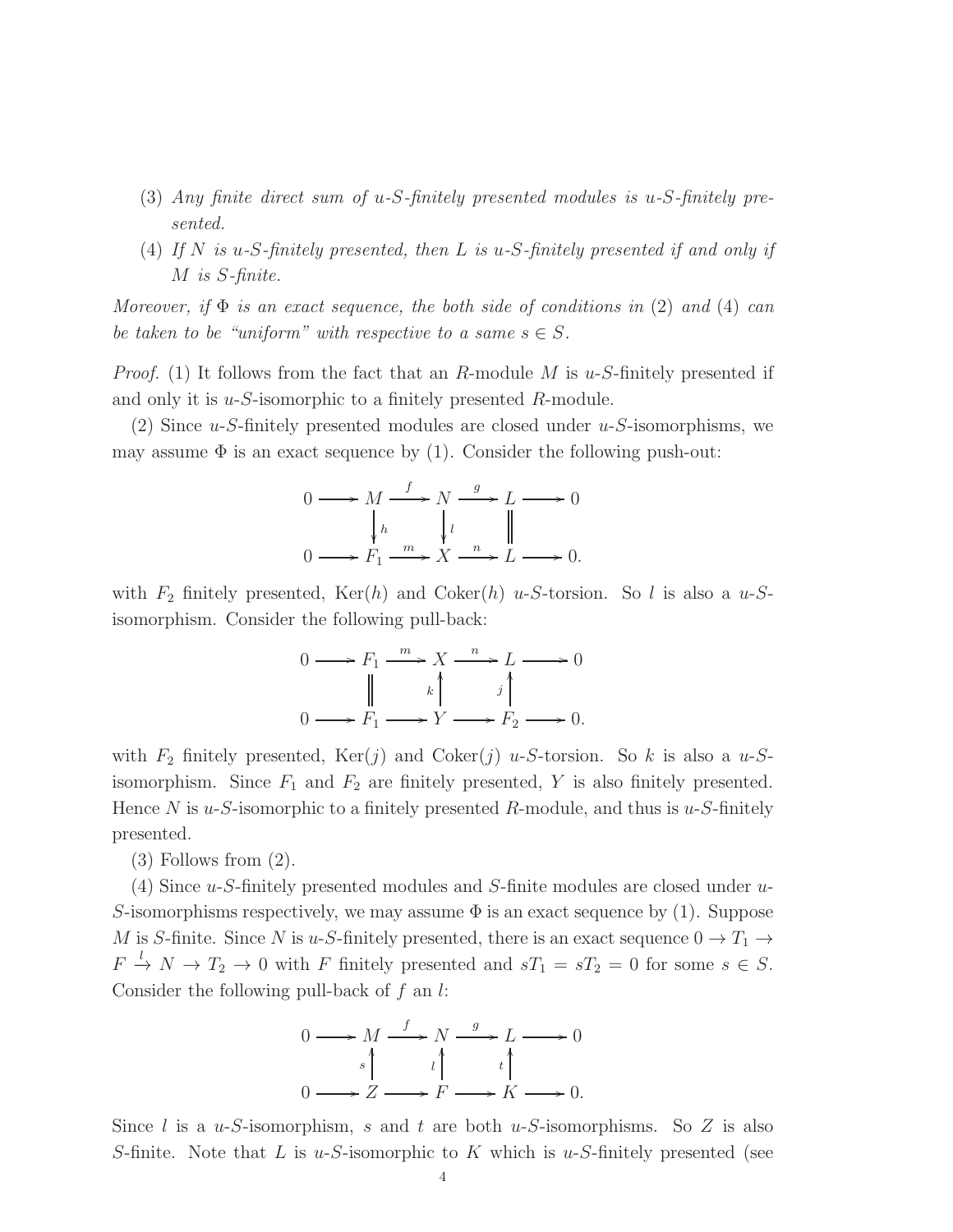(3) *Any finite direct sum of u-S-finitely presented modules is u-S-finitely presented.*

(4) *If $N$ is u-S-finitely presented, then $L$ is u-S-finitely presented if and only if $M$ is S-finite.*

*Moreover, if $\Phi$ is an exact sequence, the both side of conditions in (2) and (4) can be taken to be "uniform" with respective to a same $s \in S$.*

*Proof.* (1) It follows from the fact that an $R$-module $M$ is $u$-$S$-finitely presented if and only it is $u$-$S$-isomorphic to a finitely presented $R$-module.

(2) Since $u$-$S$-finitely presented modules are closed under $u$-$S$-isomorphisms, we may assume $\Phi$ is an exact sequence by (1). Consider the following push-out:

$$\begin{array}{ccccccccc}
0 & \longrightarrow & M & \xrightarrow{f} & N & \xrightarrow{g} & L & \longrightarrow & 0 \\
 & & \downarrow{\scriptstyle h} & & \downarrow{\scriptstyle l} & & \| & & \\
0 & \longrightarrow & F_1 & \xrightarrow{m} & X & \xrightarrow{n} & L & \longrightarrow & 0.
\end{array}$$

with $F_2$ finitely presented, $\mathrm{Ker}(h)$ and $\mathrm{Coker}(h)$ $u$-$S$-torsion. So $l$ is also a $u$-$S$-isomorphism. Consider the following pull-back:

$$\begin{array}{ccccccccc}
0 & \longrightarrow & F_1 & \xrightarrow{m} & X & \xrightarrow{n} & L & \longrightarrow & 0 \\
 & & \| & & \uparrow{\scriptstyle k} & & \uparrow{\scriptstyle j} & & \\
0 & \longrightarrow & F_1 & \longrightarrow & Y & \longrightarrow & F_2 & \longrightarrow & 0.
\end{array}$$

with $F_2$ finitely presented, $\mathrm{Ker}(j)$ and $\mathrm{Coker}(j)$ $u$-$S$-torsion. So $k$ is also a $u$-$S$-isomorphism. Since $F_1$ and $F_2$ are finitely presented, $Y$ is also finitely presented. Hence $N$ is $u$-$S$-isomorphic to a finitely presented $R$-module, and thus is $u$-$S$-finitely presented.

(3) Follows from (2).

(4) Since $u$-$S$-finitely presented modules and $S$-finite modules are closed under $u$-$S$-isomorphisms respectively, we may assume $\Phi$ is an exact sequence by (1). Suppose $M$ is $S$-finite. Since $N$ is $u$-$S$-finitely presented, there is an exact sequence $0 \to T_1 \to F \xrightarrow{l} N \to T_2 \to 0$ with $F$ finitely presented and $sT_1 = sT_2 = 0$ for some $s \in S$. Consider the following pull-back of $f$ an $l$:

$$\begin{array}{ccccccccc}
0 & \longrightarrow & M & \xrightarrow{f} & N & \xrightarrow{g} & L & \longrightarrow & 0 \\
 & & \uparrow{\scriptstyle s} & & \uparrow{\scriptstyle l} & & \uparrow{\scriptstyle t} & & \\
0 & \longrightarrow & Z & \longrightarrow & F & \longrightarrow & K & \longrightarrow & 0.
\end{array}$$

Since $l$ is a $u$-$S$-isomorphism, $s$ and $t$ are both $u$-$S$-isomorphisms. So $Z$ is also $S$-finite. Note that $L$ is $u$-$S$-isomorphic to $K$ which is $u$-$S$-finitely presented (see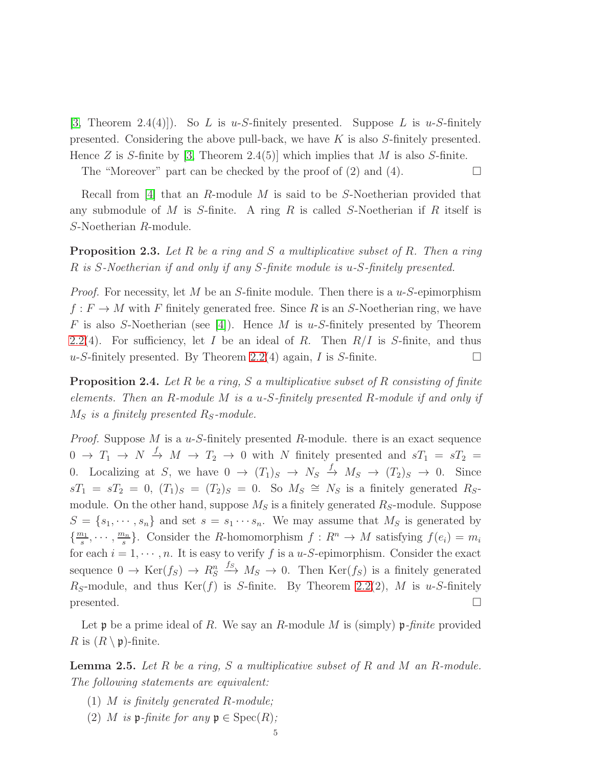[3, Theorem 2.4(4)]). So $L$ is $u$-$S$-finitely presented. Suppose $L$ is $u$-$S$-finitely presented. Considering the above pull-back, we have $K$ is also $S$-finitely presented. Hence $Z$ is $S$-finite by [3, Theorem 2.4(5)] which implies that $M$ is also $S$-finite.

The "Moreover" part can be checked by the proof of (2) and (4). □

Recall from [4] that an $R$-module $M$ is said to be $S$-Noetherian provided that any submodule of $M$ is $S$-finite. A ring $R$ is called $S$-Noetherian if $R$ itself is $S$-Noetherian $R$-module.

**Proposition 2.3.** *Let $R$ be a ring and $S$ a multiplicative subset of $R$. Then a ring $R$ is $S$-Noetherian if and only if any $S$-finite module is $u$-$S$-finitely presented.*

*Proof.* For necessity, let $M$ be an $S$-finite module. Then there is a $u$-$S$-epimorphism $f : F \to M$ with $F$ finitely generated free. Since $R$ is an $S$-Noetherian ring, we have $F$ is also $S$-Noetherian (see [4]). Hence $M$ is $u$-$S$-finitely presented by Theorem 2.2(4). For sufficiency, let $I$ be an ideal of $R$. Then $R/I$ is $S$-finite, and thus $u$-$S$-finitely presented. By Theorem 2.2(4) again, $I$ is $S$-finite. □

**Proposition 2.4.** *Let $R$ be a ring, $S$ a multiplicative subset of $R$ consisting of finite elements. Then an $R$-module $M$ is a $u$-$S$-finitely presented $R$-module if and only if $M_S$ is a finitely presented $R_S$-module.*

*Proof.* Suppose $M$ is a $u$-$S$-finitely presented $R$-module. there is an exact sequence $0 \to T_1 \to N \xrightarrow{f} M \to T_2 \to 0$ with $N$ finitely presented and $sT_1 = sT_2 = 0$. Localizing at $S$, we have $0 \to (T_1)_S \to N_S \xrightarrow{f} M_S \to (T_2)_S \to 0$. Since $sT_1 = sT_2 = 0$, $(T_1)_S = (T_2)_S = 0$. So $M_S \cong N_S$ is a finitely generated $R_S$-module. On the other hand, suppose $M_S$ is a finitely generated $R_S$-module. Suppose $S = \{s_1, \cdots, s_n\}$ and set $s = s_1 \cdots s_n$. We may assume that $M_S$ is generated by $\{\frac{m_1}{s}, \cdots, \frac{m_n}{s}\}$. Consider the $R$-homomorphism $f : R^n \to M$ satisfying $f(e_i) = m_i$ for each $i = 1, \cdots, n$. It is easy to verify $f$ is a $u$-$S$-epimorphism. Consider the exact sequence $0 \to \mathrm{Ker}(f_S) \to R_S^n \xrightarrow{f_S} M_S \to 0$. Then $\mathrm{Ker}(f_S)$ is a finitely generated $R_S$-module, and thus $\mathrm{Ker}(f)$ is $S$-finite. By Theorem 2.2(2), $M$ is $u$-$S$-finitely presented. □

Let $\mathfrak{p}$ be a prime ideal of $R$. We say an $R$-module $M$ is (simply) $\mathfrak{p}$-*finite* provided $R$ is $(R \setminus \mathfrak{p})$-finite.

**Lemma 2.5.** *Let $R$ be a ring, $S$ a multiplicative subset of $R$ and $M$ an $R$-module. The following statements are equivalent:*

(1) *$M$ is finitely generated $R$-module;*

(2) *$M$ is $\mathfrak{p}$-finite for any $\mathfrak{p} \in \mathrm{Spec}(R)$;*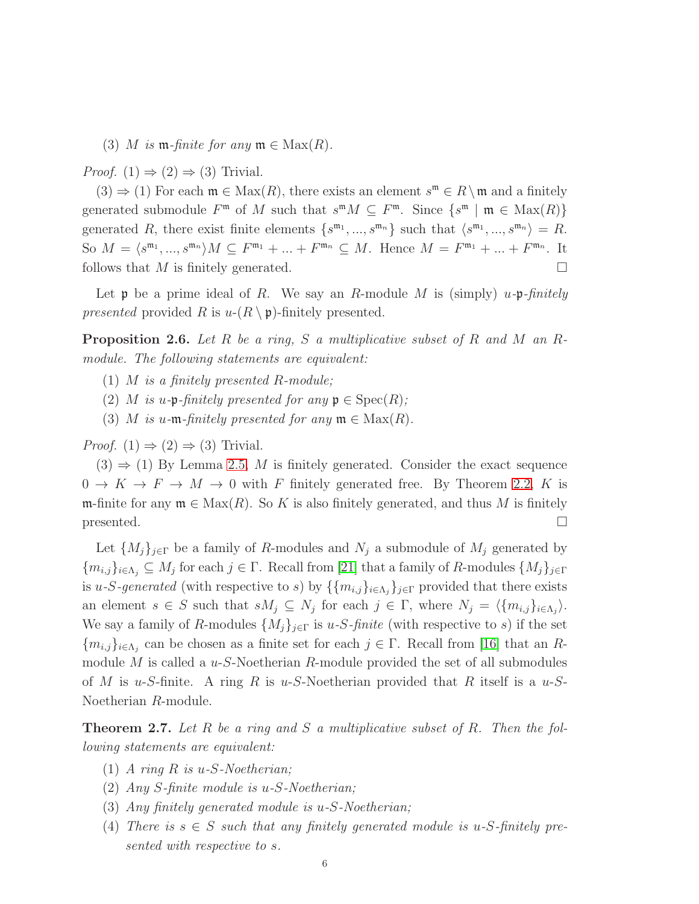(3) $M$ *is* $\mathfrak{m}$*-finite for any* $\mathfrak{m} \in \operatorname{Max}(R)$.

*Proof.* (1) $\Rightarrow$ (2) $\Rightarrow$ (3) Trivial.

(3) $\Rightarrow$ (1) For each $\mathfrak{m} \in \operatorname{Max}(R)$, there exists an element $s^{\mathfrak{m}} \in R \setminus \mathfrak{m}$ and a finitely generated submodule $F^{\mathfrak{m}}$ of $M$ such that $s^{\mathfrak{m}} M \subseteq F^{\mathfrak{m}}$. Since $\{s^{\mathfrak{m}} \mid \mathfrak{m} \in \operatorname{Max}(R)\}$ generated $R$, there exist finite elements $\{s^{\mathfrak{m}_1}, ..., s^{\mathfrak{m}_n}\}$ such that $\langle s^{\mathfrak{m}_1}, ..., s^{\mathfrak{m}_n} \rangle = R$. So $M = \langle s^{\mathfrak{m}_1}, ..., s^{\mathfrak{m}_n} \rangle M \subseteq F^{\mathfrak{m}_1} + ... + F^{\mathfrak{m}_n} \subseteq M$. Hence $M = F^{\mathfrak{m}_1} + ... + F^{\mathfrak{m}_n}$. It follows that $M$ is finitely generated. □

Let $\mathfrak{p}$ be a prime ideal of $R$. We say an $R$-module $M$ is (simply) *$u$-$\mathfrak{p}$-finitely presented* provided $R$ is $u$-$(R \setminus \mathfrak{p})$-finitely presented.

**Proposition 2.6.** *Let $R$ be a ring, $S$ a multiplicative subset of $R$ and $M$ an $R$-module. The following statements are equivalent:*

(1) *$M$ is a finitely presented $R$-module;*
(2) *$M$ is $u$-$\mathfrak{p}$-finitely presented for any $\mathfrak{p} \in \operatorname{Spec}(R)$;*
(3) *$M$ is $u$-$\mathfrak{m}$-finitely presented for any $\mathfrak{m} \in \operatorname{Max}(R)$.*

*Proof.* (1) $\Rightarrow$ (2) $\Rightarrow$ (3) Trivial.

(3) $\Rightarrow$ (1) By Lemma 2.5, $M$ is finitely generated. Consider the exact sequence $0 \to K \to F \to M \to 0$ with $F$ finitely generated free. By Theorem 2.2, $K$ is $\mathfrak{m}$-finite for any $\mathfrak{m} \in \operatorname{Max}(R)$. So $K$ is also finitely generated, and thus $M$ is finitely presented. □

Let $\{M_j\}_{j \in \Gamma}$ be a family of $R$-modules and $N_j$ a submodule of $M_j$ generated by $\{m_{i,j}\}_{i \in \Lambda_j} \subseteq M_j$ for each $j \in \Gamma$. Recall from [21] that a family of $R$-modules $\{M_j\}_{j \in \Gamma}$ is *$u$-$S$-generated* (with respective to $s$) by $\{\{m_{i,j}\}_{i \in \Lambda_j}\}_{j \in \Gamma}$ provided that there exists an element $s \in S$ such that $sM_j \subseteq N_j$ for each $j \in \Gamma$, where $N_j = \langle \{m_{i,j}\}_{i \in \Lambda_j} \rangle$. We say a family of $R$-modules $\{M_j\}_{j \in \Gamma}$ is *$u$-$S$-finite* (with respective to $s$) if the set $\{m_{i,j}\}_{i \in \Lambda_j}$ can be chosen as a finite set for each $j \in \Gamma$. Recall from [16] that an $R$-module $M$ is called a $u$-$S$-Noetherian $R$-module provided the set of all submodules of $M$ is $u$-$S$-finite. A ring $R$ is $u$-$S$-Noetherian provided that $R$ itself is a $u$-$S$-Noetherian $R$-module.

**Theorem 2.7.** *Let $R$ be a ring and $S$ a multiplicative subset of $R$. Then the following statements are equivalent:*

(1) *A ring $R$ is $u$-$S$-Noetherian;*
(2) *Any $S$-finite module is $u$-$S$-Noetherian;*
(3) *Any finitely generated module is $u$-$S$-Noetherian;*
(4) *There is $s \in S$ such that any finitely generated module is $u$-$S$-finitely presented with respective to $s$.*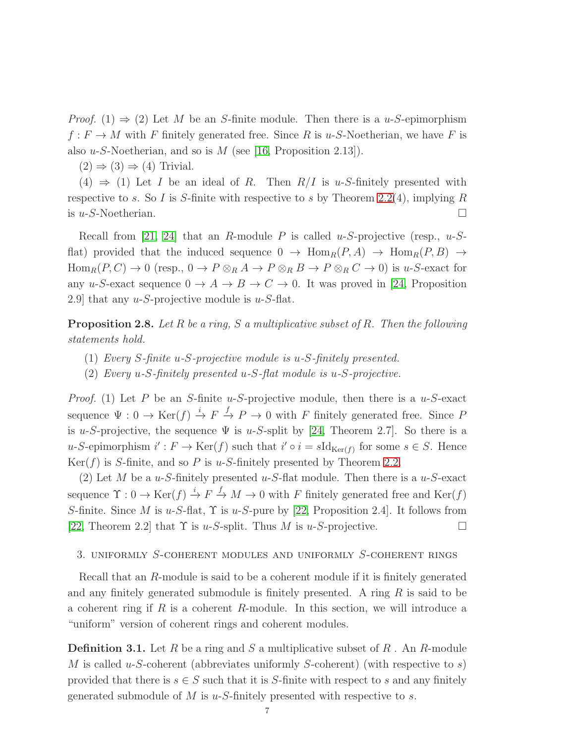*Proof.* (1) ⇒ (2) Let $M$ be an $S$-finite module. Then there is a $u$-$S$-epimorphism $f : F \to M$ with $F$ finitely generated free. Since $R$ is $u$-$S$-Noetherian, we have $F$ is also $u$-$S$-Noetherian, and so is $M$ (see [16, Proposition 2.13]).

(2) ⇒ (3) ⇒ (4) Trivial.

(4) ⇒ (1) Let $I$ be an ideal of $R$. Then $R/I$ is $u$-$S$-finitely presented with respective to $s$. So $I$ is $S$-finite with respective to $s$ by Theorem 2.2(4), implying $R$ is $u$-$S$-Noetherian. □

Recall from [21, 24] that an $R$-module $P$ is called $u$-$S$-projective (resp., $u$-$S$-flat) provided that the induced sequence $0 \to \mathrm{Hom}_R(P, A) \to \mathrm{Hom}_R(P, B) \to \mathrm{Hom}_R(P, C) \to 0$ (resp., $0 \to P \otimes_R A \to P \otimes_R B \to P \otimes_R C \to 0$) is $u$-$S$-exact for any $u$-$S$-exact sequence $0 \to A \to B \to C \to 0$. It was proved in [24, Proposition 2.9] that any $u$-$S$-projective module is $u$-$S$-flat.

**Proposition 2.8.** *Let $R$ be a ring, $S$ a multiplicative subset of $R$. Then the following statements hold.*

1. *Every $S$-finite $u$-$S$-projective module is $u$-$S$-finitely presented.*
2. *Every $u$-$S$-finitely presented $u$-$S$-flat module is $u$-$S$-projective.*

*Proof.* (1) Let $P$ be an $S$-finite $u$-$S$-projective module, then there is a $u$-$S$-exact sequence $\Psi : 0 \to \mathrm{Ker}(f) \xrightarrow{i} F \xrightarrow{f} P \to 0$ with $F$ finitely generated free. Since $P$ is $u$-$S$-projective, the sequence $\Psi$ is $u$-$S$-split by [24, Theorem 2.7]. So there is a $u$-$S$-epimorphism $i' : F \to \mathrm{Ker}(f)$ such that $i' \circ i = s\mathrm{Id}_{\mathrm{Ker}(f)}$ for some $s \in S$. Hence $\mathrm{Ker}(f)$ is $S$-finite, and so $P$ is $u$-$S$-finitely presented by Theorem 2.2.

(2) Let $M$ be a $u$-$S$-finitely presented $u$-$S$-flat module. Then there is a $u$-$S$-exact sequence $\Upsilon : 0 \to \mathrm{Ker}(f) \xrightarrow{i} F \xrightarrow{f} M \to 0$ with $F$ finitely generated free and $\mathrm{Ker}(f)$ $S$-finite. Since $M$ is $u$-$S$-flat, $\Upsilon$ is $u$-$S$-pure by [22, Proposition 2.4]. It follows from [22, Theorem 2.2] that $\Upsilon$ is $u$-$S$-split. Thus $M$ is $u$-$S$-projective. □

## 3. Uniformly $S$-coherent modules and uniformly $S$-coherent rings

Recall that an $R$-module is said to be a coherent module if it is finitely generated and any finitely generated submodule is finitely presented. A ring $R$ is said to be a coherent ring if $R$ is a coherent $R$-module. In this section, we will introduce a "uniform" version of coherent rings and coherent modules.

**Definition 3.1.** Let $R$ be a ring and $S$ a multiplicative subset of $R$ . An $R$-module $M$ is called $u$-$S$-coherent (abbreviates uniformly $S$-coherent) (with respective to $s$) provided that there is $s \in S$ such that it is $S$-finite with respect to $s$ and any finitely generated submodule of $M$ is $u$-$S$-finitely presented with respective to $s$.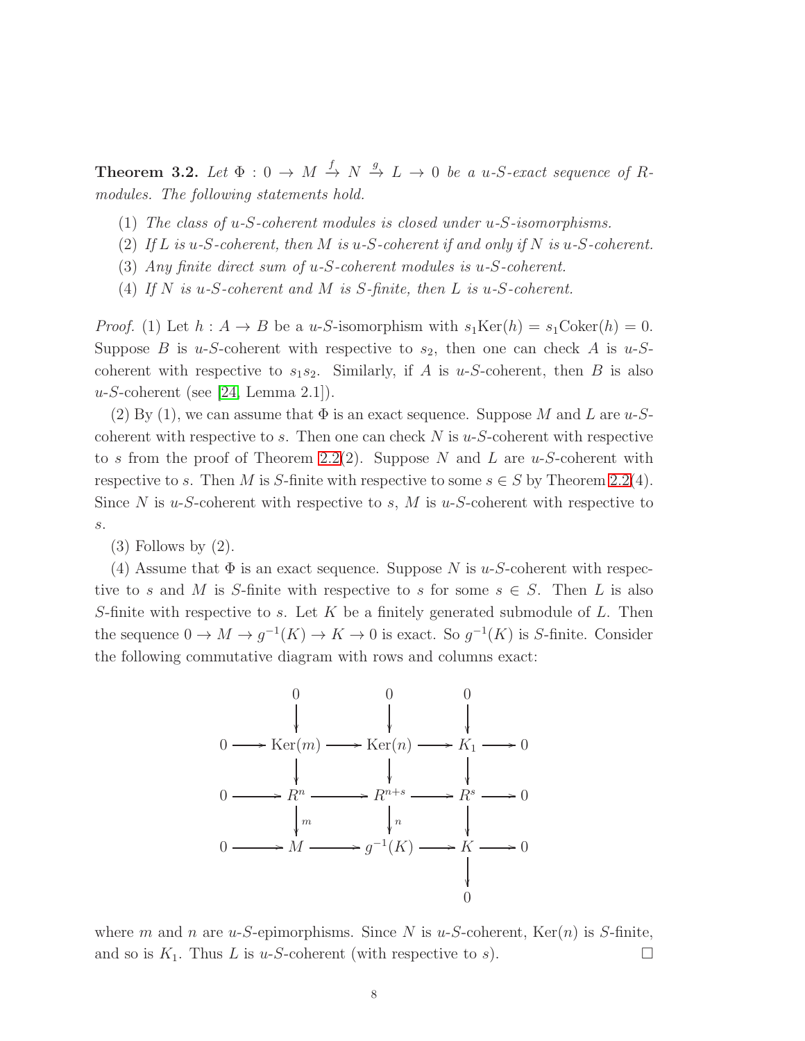**Theorem 3.2.** *Let $\Phi : 0 \to M \xrightarrow{f} N \xrightarrow{g} L \to 0$ be a u-S-exact sequence of R-modules. The following statements hold.*

1. *The class of u-S-coherent modules is closed under u-S-isomorphisms.*
2. *If L is u-S-coherent, then M is u-S-coherent if and only if N is u-S-coherent.*
3. *Any finite direct sum of u-S-coherent modules is u-S-coherent.*
4. *If N is u-S-coherent and M is S-finite, then L is u-S-coherent.*

*Proof.* (1) Let $h : A \to B$ be a $u$-$S$-isomorphism with $s_1\mathrm{Ker}(h) = s_1\mathrm{Coker}(h) = 0$. Suppose $B$ is $u$-$S$-coherent with respective to $s_2$, then one can check $A$ is $u$-$S$-coherent with respective to $s_1s_2$. Similarly, if $A$ is $u$-$S$-coherent, then $B$ is also $u$-$S$-coherent (see [24, Lemma 2.1]).

(2) By (1), we can assume that $\Phi$ is an exact sequence. Suppose $M$ and $L$ are $u$-$S$-coherent with respective to $s$. Then one can check $N$ is $u$-$S$-coherent with respective to $s$ from the proof of Theorem 2.2(2). Suppose $N$ and $L$ are $u$-$S$-coherent with respective to $s$. Then $M$ is $S$-finite with respective to some $s \in S$ by Theorem 2.2(4). Since $N$ is $u$-$S$-coherent with respective to $s$, $M$ is $u$-$S$-coherent with respective to $s$.

(3) Follows by (2).

(4) Assume that $\Phi$ is an exact sequence. Suppose $N$ is $u$-$S$-coherent with respective to $s$ and $M$ is $S$-finite with respective to $s$ for some $s \in S$. Then $L$ is also $S$-finite with respective to $s$. Let $K$ be a finitely generated submodule of $L$. Then the sequence $0 \to M \to g^{-1}(K) \to K \to 0$ is exact. So $g^{-1}(K)$ is $S$-finite. Consider the following commutative diagram with rows and columns exact:

$$
\begin{array}{ccccccccc}
 & & 0 & & 0 & & 0 & & \\
 & & \downarrow & & \downarrow & & \downarrow & & \\
0 & \longrightarrow & \mathrm{Ker}(m) & \longrightarrow & \mathrm{Ker}(n) & \longrightarrow & K_1 & \longrightarrow & 0 \\
 & & \downarrow & & \downarrow & & \downarrow & & \\
0 & \longrightarrow & R^n & \longrightarrow & R^{n+s} & \longrightarrow & R^s & \longrightarrow & 0 \\
 & & \downarrow{\scriptstyle m} & & \downarrow{\scriptstyle n} & & \downarrow & & \\
0 & \longrightarrow & M & \longrightarrow & g^{-1}(K) & \longrightarrow & K & \longrightarrow & 0 \\
 & & & & & & \downarrow & & \\
 & & & & & & 0 & &
\end{array}
$$

where $m$ and $n$ are $u$-$S$-epimorphisms. Since $N$ is $u$-$S$-coherent, $\mathrm{Ker}(n)$ is $S$-finite, and so is $K_1$. Thus $L$ is $u$-$S$-coherent (with respective to $s$). $\square$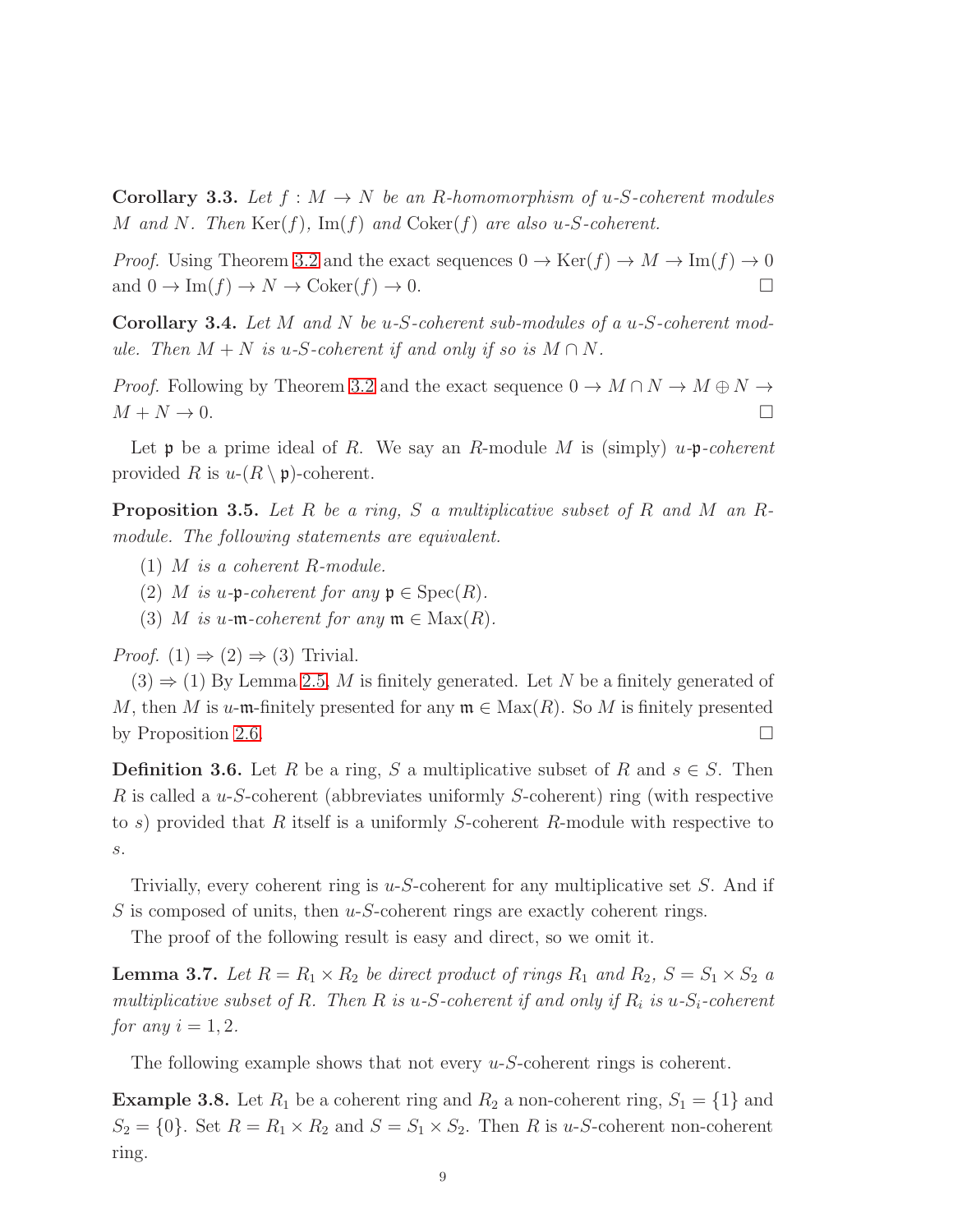**Corollary 3.3.** *Let $f : M \to N$ be an $R$-homomorphism of $u$-$S$-coherent modules $M$ and $N$. Then $\mathrm{Ker}(f)$, $\mathrm{Im}(f)$ and $\mathrm{Coker}(f)$ are also $u$-$S$-coherent.*

*Proof.* Using Theorem 3.2 and the exact sequences $0 \to \mathrm{Ker}(f) \to M \to \mathrm{Im}(f) \to 0$ and $0 \to \mathrm{Im}(f) \to N \to \mathrm{Coker}(f) \to 0$. $\square$

**Corollary 3.4.** *Let $M$ and $N$ be $u$-$S$-coherent sub-modules of a $u$-$S$-coherent module. Then $M + N$ is $u$-$S$-coherent if and only if so is $M \cap N$.*

*Proof.* Following by Theorem 3.2 and the exact sequence $0 \to M \cap N \to M \oplus N \to M + N \to 0$. $\square$

Let $\mathfrak{p}$ be a prime ideal of $R$. We say an $R$-module $M$ is (simply) *$u$-$\mathfrak{p}$-coherent* provided $R$ is $u$-$(R \setminus \mathfrak{p})$-coherent.

**Proposition 3.5.** *Let $R$ be a ring, $S$ a multiplicative subset of $R$ and $M$ an $R$-module. The following statements are equivalent.*

1. *$M$ is a coherent $R$-module.*
2. *$M$ is $u$-$\mathfrak{p}$-coherent for any $\mathfrak{p} \in \mathrm{Spec}(R)$.*
3. *$M$ is $u$-$\mathfrak{m}$-coherent for any $\mathfrak{m} \in \mathrm{Max}(R)$.*

*Proof.* $(1) \Rightarrow (2) \Rightarrow (3)$ Trivial.

$(3) \Rightarrow (1)$ By Lemma 2.5, $M$ is finitely generated. Let $N$ be a finitely generated of $M$, then $M$ is $u$-$\mathfrak{m}$-finitely presented for any $\mathfrak{m} \in \mathrm{Max}(R)$. So $M$ is finitely presented by Proposition 2.6. $\square$

**Definition 3.6.** Let $R$ be a ring, $S$ a multiplicative subset of $R$ and $s \in S$. Then $R$ is called a $u$-$S$-coherent (abbreviates uniformly $S$-coherent) ring (with respective to $s$) provided that $R$ itself is a uniformly $S$-coherent $R$-module with respective to $s$.

Trivially, every coherent ring is $u$-$S$-coherent for any multiplicative set $S$. And if $S$ is composed of units, then $u$-$S$-coherent rings are exactly coherent rings.

The proof of the following result is easy and direct, so we omit it.

**Lemma 3.7.** *Let $R = R_1 \times R_2$ be direct product of rings $R_1$ and $R_2$, $S = S_1 \times S_2$ a multiplicative subset of $R$. Then $R$ is $u$-$S$-coherent if and only if $R_i$ is $u$-$S_i$-coherent for any $i = 1, 2$.*

The following example shows that not every $u$-$S$-coherent rings is coherent.

**Example 3.8.** Let $R_1$ be a coherent ring and $R_2$ a non-coherent ring, $S_1 = \{1\}$ and $S_2 = \{0\}$. Set $R = R_1 \times R_2$ and $S = S_1 \times S_2$. Then $R$ is $u$-$S$-coherent non-coherent ring.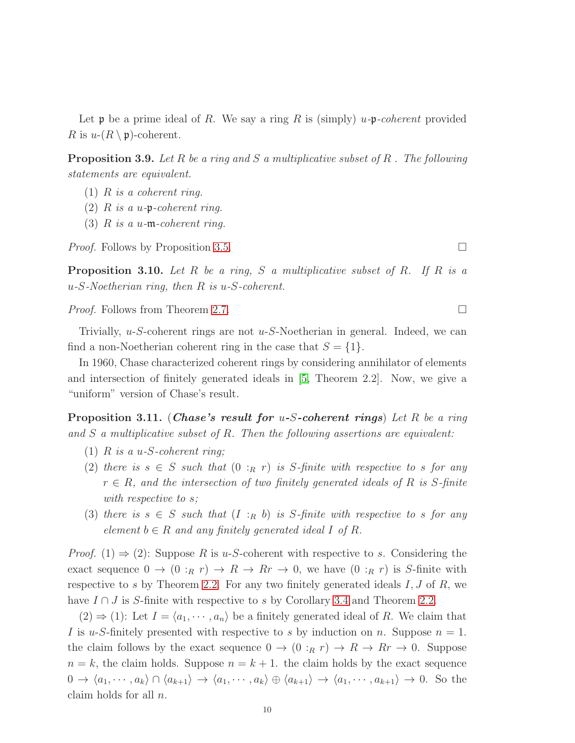Let $\mathfrak{p}$ be a prime ideal of $R$. We say a ring $R$ is (simply) *$u$-$\mathfrak{p}$-coherent* provided $R$ is $u$-$(R \setminus \mathfrak{p})$-coherent.

**Proposition 3.9.** *Let $R$ be a ring and $S$ a multiplicative subset of $R$ . The following statements are equivalent.*

1. *$R$ is a coherent ring.*
2. *$R$ is a $u$-$\mathfrak{p}$-coherent ring.*
3. *$R$ is a $u$-$\mathfrak{m}$-coherent ring.*

*Proof.* Follows by Proposition 3.5. □

**Proposition 3.10.** *Let $R$ be a ring, $S$ a multiplicative subset of $R$. If $R$ is a $u$-$S$-Noetherian ring, then $R$ is $u$-$S$-coherent.*

*Proof.* Follows from Theorem 2.7. □

Trivially, $u$-$S$-coherent rings are not $u$-$S$-Noetherian in general. Indeed, we can find a non-Noetherian coherent ring in the case that $S = \{1\}$.

In 1960, Chase characterized coherent rings by considering annihilator of elements and intersection of finitely generated ideals in [5, Theorem 2.2]. Now, we give a "uniform" version of Chase's result.

**Proposition 3.11.** (***Chase's result for $u$-$S$-coherent rings***) *Let $R$ be a ring and $S$ a multiplicative subset of $R$. Then the following assertions are equivalent:*

1. *$R$ is a $u$-$S$-coherent ring;*
2. *there is $s \in S$ such that $(0 :_R r)$ is $S$-finite with respective to $s$ for any $r \in R$, and the intersection of two finitely generated ideals of $R$ is $S$-finite with respective to $s$;*
3. *there is $s \in S$ such that $(I :_R b)$ is $S$-finite with respective to $s$ for any element $b \in R$ and any finitely generated ideal $I$ of $R$.*

*Proof.* (1) ⇒ (2): Suppose $R$ is $u$-$S$-coherent with respective to $s$. Considering the exact sequence $0 \to (0 :_R r) \to R \to Rr \to 0$, we have $(0 :_R r)$ is $S$-finite with respective to $s$ by Theorem 2.2. For any two finitely generated ideals $I, J$ of $R$, we have $I \cap J$ is $S$-finite with respective to $s$ by Corollary 3.4 and Theorem 2.2.

(2) ⇒ (1): Let $I = \langle a_1, \cdots, a_n\rangle$ be a finitely generated ideal of $R$. We claim that $I$ is $u$-$S$-finitely presented with respective to $s$ by induction on $n$. Suppose $n = 1$. the claim follows by the exact sequence $0 \to (0 :_R r) \to R \to Rr \to 0$. Suppose $n = k$, the claim holds. Suppose $n = k + 1$. the claim holds by the exact sequence $0 \to \langle a_1, \cdots, a_k\rangle \cap \langle a_{k+1}\rangle \to \langle a_1, \cdots, a_k\rangle \oplus \langle a_{k+1}\rangle \to \langle a_1, \cdots, a_{k+1}\rangle \to 0$. So the claim holds for all $n$.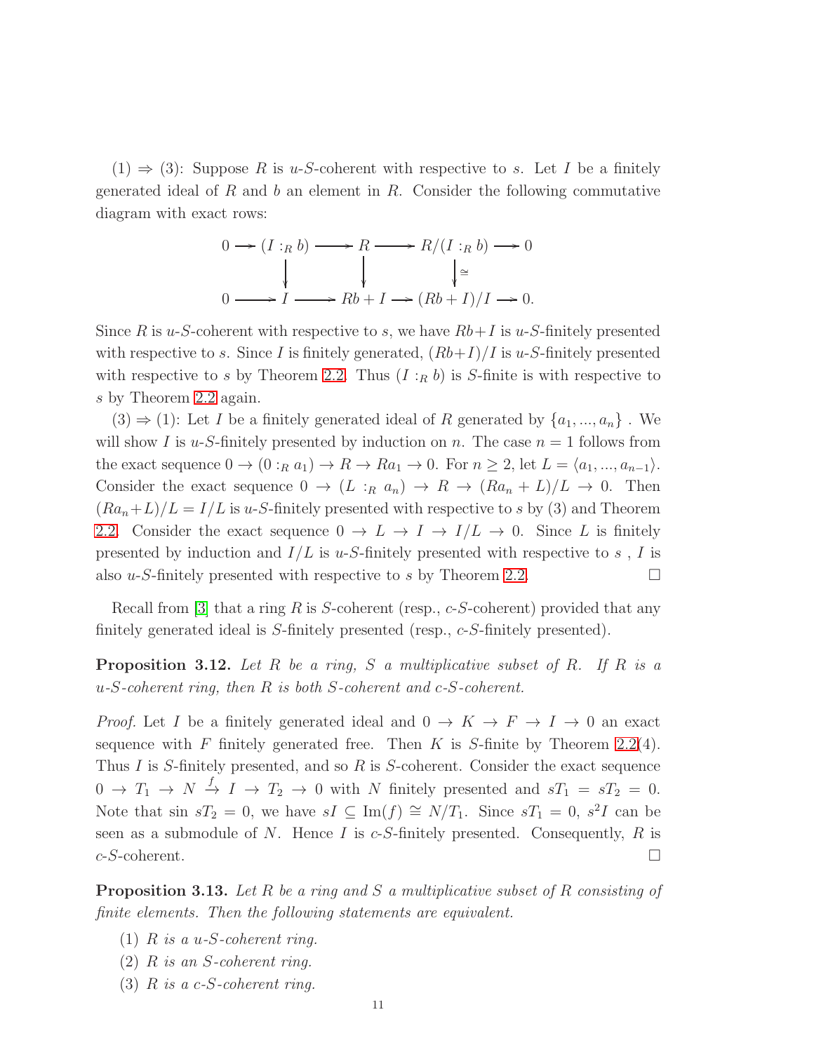(1) $\Rightarrow$ (3): Suppose $R$ is $u$-$S$-coherent with respective to $s$. Let $I$ be a finitely generated ideal of $R$ and $b$ an element in $R$. Consider the following commutative diagram with exact rows:

$$\begin{array}{ccccccccc}
0 & \longrightarrow & (I :_R b) & \longrightarrow & R & \longrightarrow & R/(I :_R b) & \longrightarrow & 0 \\
 & & \downarrow & & \downarrow & & \downarrow \cong & & \\
0 & \longrightarrow & I & \longrightarrow & Rb + I & \longrightarrow & (Rb + I)/I & \longrightarrow & 0.
\end{array}$$

Since $R$ is $u$-$S$-coherent with respective to $s$, we have $Rb+I$ is $u$-$S$-finitely presented with respective to $s$. Since $I$ is finitely generated, $(Rb+I)/I$ is $u$-$S$-finitely presented with respective to $s$ by Theorem 2.2. Thus $(I :_R b)$ is $S$-finite is with respective to $s$ by Theorem 2.2 again.

(3) $\Rightarrow$ (1): Let $I$ be a finitely generated ideal of $R$ generated by $\{a_1, ..., a_n\}$ . We will show $I$ is $u$-$S$-finitely presented by induction on $n$. The case $n = 1$ follows from the exact sequence $0 \to (0 :_R a_1) \to R \to Ra_1 \to 0$. For $n \geq 2$, let $L = \langle a_1, ..., a_{n-1}\rangle$. Consider the exact sequence $0 \to (L :_R a_n) \to R \to (Ra_n + L)/L \to 0$. Then $(Ra_n+L)/L = I/L$ is $u$-$S$-finitely presented with respective to $s$ by (3) and Theorem 2.2. Consider the exact sequence $0 \to L \to I \to I/L \to 0$. Since $L$ is finitely presented by induction and $I/L$ is $u$-$S$-finitely presented with respective to $s$ , $I$ is also $u$-$S$-finitely presented with respective to $s$ by Theorem 2.2. $\square$

Recall from [3] that a ring $R$ is $S$-coherent (resp., $c$-$S$-coherent) provided that any finitely generated ideal is $S$-finitely presented (resp., $c$-$S$-finitely presented).

**Proposition 3.12.** *Let $R$ be a ring, $S$ a multiplicative subset of $R$. If $R$ is a $u$-$S$-coherent ring, then $R$ is both $S$-coherent and $c$-$S$-coherent.*

*Proof.* Let $I$ be a finitely generated ideal and $0 \to K \to F \to I \to 0$ an exact sequence with $F$ finitely generated free. Then $K$ is $S$-finite by Theorem 2.2(4). Thus $I$ is $S$-finitely presented, and so $R$ is $S$-coherent. Consider the exact sequence $0 \to T_1 \to N \xrightarrow{f} I \to T_2 \to 0$ with $N$ finitely presented and $sT_1 = sT_2 = 0$. Note that sin $sT_2 = 0$, we have $sI \subseteq \mathrm{Im}(f) \cong N/T_1$. Since $sT_1 = 0$, $s^2I$ can be seen as a submodule of $N$. Hence $I$ is $c$-$S$-finitely presented. Consequently, $R$ is $c$-$S$-coherent. $\square$

**Proposition 3.13.** *Let $R$ be a ring and $S$ a multiplicative subset of $R$ consisting of finite elements. Then the following statements are equivalent.*

(1) *$R$ is a $u$-$S$-coherent ring.*
(2) *$R$ is an $S$-coherent ring.*
(3) *$R$ is a $c$-$S$-coherent ring.*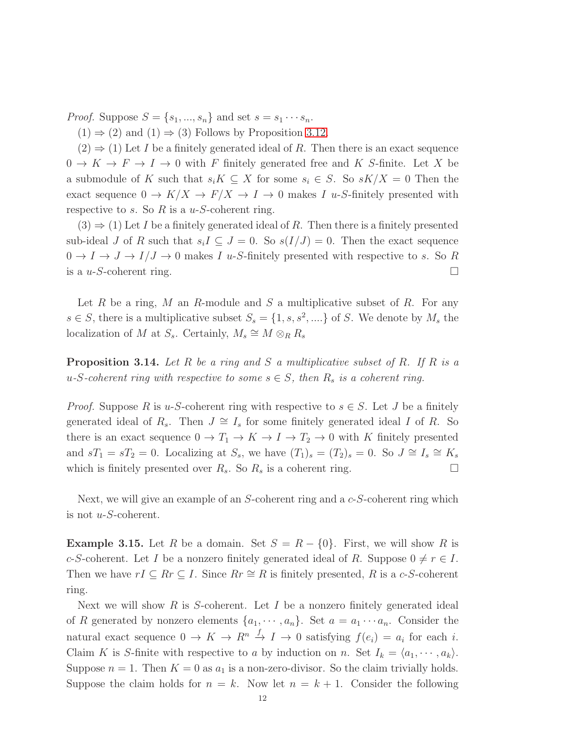*Proof.* Suppose $S = \{s_1, ..., s_n\}$ and set $s = s_1 \cdots s_n$.

$(1) \Rightarrow (2)$ and $(1) \Rightarrow (3)$ Follows by Proposition 3.12.

$(2) \Rightarrow (1)$ Let $I$ be a finitely generated ideal of $R$. Then there is an exact sequence $0 \to K \to F \to I \to 0$ with $F$ finitely generated free and $K$ $S$-finite. Let $X$ be a submodule of $K$ such that $s_i K \subseteq X$ for some $s_i \in S$. So $sK/X = 0$ Then the exact sequence $0 \to K/X \to F/X \to I \to 0$ makes $I$ $u$-$S$-finitely presented with respective to $s$. So $R$ is a $u$-$S$-coherent ring.

$(3) \Rightarrow (1)$ Let $I$ be a finitely generated ideal of $R$. Then there is a finitely presented sub-ideal $J$ of $R$ such that $s_i I \subseteq J = 0$. So $s(I/J) = 0$. Then the exact sequence $0 \to I \to J \to I/J \to 0$ makes $I$ $u$-$S$-finitely presented with respective to $s$. So $R$ is a $u$-$S$-coherent ring. $\square$

Let $R$ be a ring, $M$ an $R$-module and $S$ a multiplicative subset of $R$. For any $s \in S$, there is a multiplicative subset $S_s = \{1, s, s^2, ....\}$ of $S$. We denote by $M_s$ the localization of $M$ at $S_s$. Certainly, $M_s \cong M \otimes_R R_s$

**Proposition 3.14.** *Let $R$ be a ring and $S$ a multiplicative subset of $R$. If $R$ is a $u$-$S$-coherent ring with respective to some $s \in S$, then $R_s$ is a coherent ring.*

*Proof.* Suppose $R$ is $u$-$S$-coherent ring with respective to $s \in S$. Let $J$ be a finitely generated ideal of $R_s$. Then $J \cong I_s$ for some finitely generated ideal $I$ of $R$. So there is an exact sequence $0 \to T_1 \to K \to I \to T_2 \to 0$ with $K$ finitely presented and $sT_1 = sT_2 = 0$. Localizing at $S_s$, we have $(T_1)_s = (T_2)_s = 0$. So $J \cong I_s \cong K_s$ which is finitely presented over $R_s$. So $R_s$ is a coherent ring. $\square$

Next, we will give an example of an $S$-coherent ring and a $c$-$S$-coherent ring which is not $u$-$S$-coherent.

**Example 3.15.** Let $R$ be a domain. Set $S = R - \{0\}$. First, we will show $R$ is $c$-$S$-coherent. Let $I$ be a nonzero finitely generated ideal of $R$. Suppose $0 \neq r \in I$. Then we have $rI \subseteq Rr \subseteq I$. Since $Rr \cong R$ is finitely presented, $R$ is a $c$-$S$-coherent ring.

Next we will show $R$ is $S$-coherent. Let $I$ be a nonzero finitely generated ideal of $R$ generated by nonzero elements $\{a_1, \cdots, a_n\}$. Set $a = a_1 \cdots a_n$. Consider the natural exact sequence $0 \to K \to R^n \xrightarrow{f} I \to 0$ satisfying $f(e_i) = a_i$ for each $i$. Claim $K$ is $S$-finite with respective to $a$ by induction on $n$. Set $I_k = \langle a_1, \cdots, a_k \rangle$. Suppose $n = 1$. Then $K = 0$ as $a_1$ is a non-zero-divisor. So the claim trivially holds. Suppose the claim holds for $n = k$. Now let $n = k + 1$. Consider the following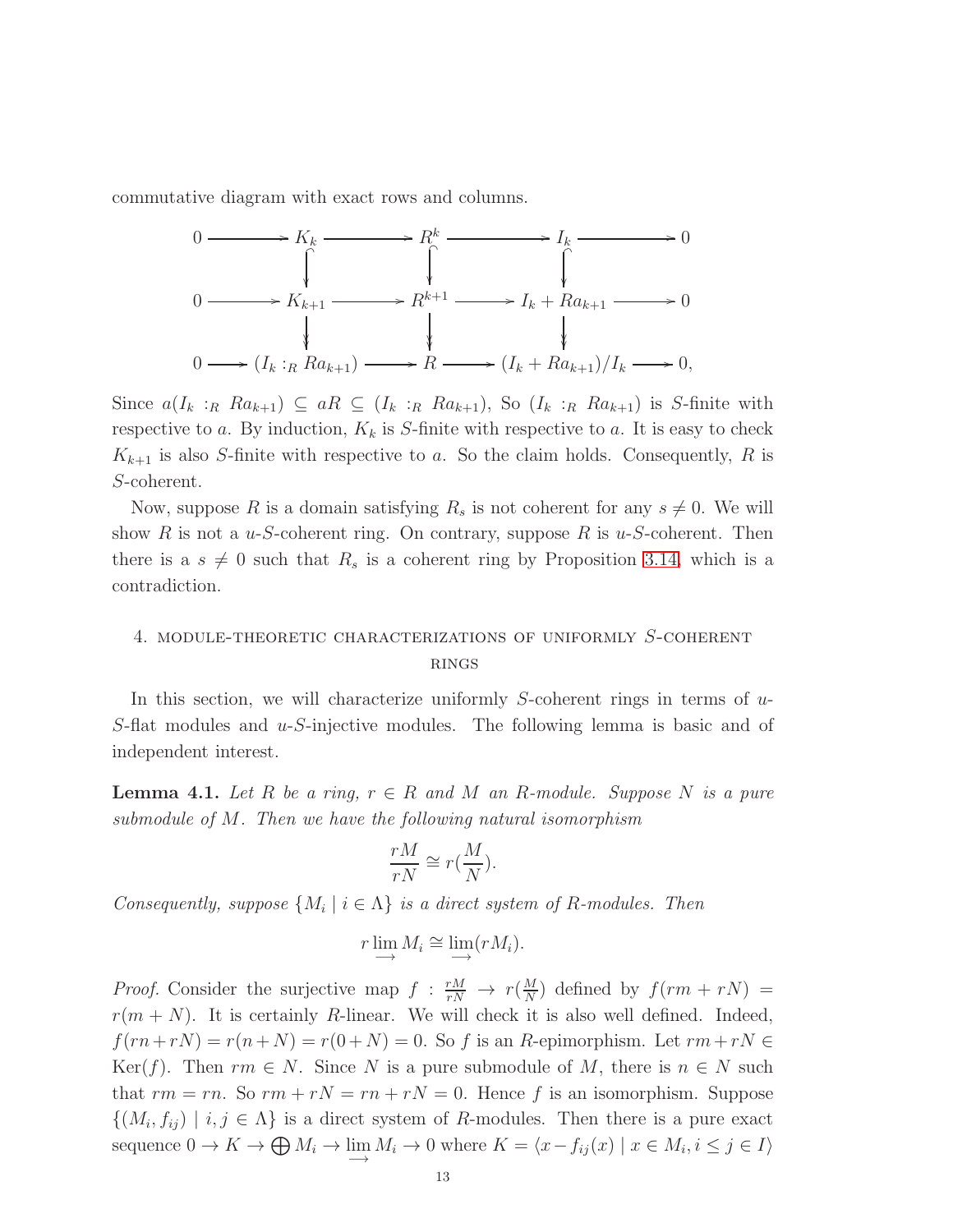commutative diagram with exact rows and columns.

$$
\begin{array}{ccccccccc}
0 & \longrightarrow & K_k & \longrightarrow & R^k & \longrightarrow & I_k & \longrightarrow & 0 \\
 & & \big\downarrow & & \big\downarrow & & \big\downarrow & & \\
0 & \longrightarrow & K_{k+1} & \longrightarrow & R^{k+1} & \longrightarrow & I_k + Ra_{k+1} & \longrightarrow & 0 \\
 & & \big\downarrow & & \big\downarrow & & \big\downarrow & & \\
0 & \longrightarrow & (I_k :_R Ra_{k+1}) & \longrightarrow & R & \longrightarrow & (I_k + Ra_{k+1})/I_k & \longrightarrow & 0,
\end{array}
$$

Since $a(I_k :_R Ra_{k+1}) \subseteq aR \subseteq (I_k :_R Ra_{k+1})$, So $(I_k :_R Ra_{k+1})$ is $S$-finite with respective to $a$. By induction, $K_k$ is $S$-finite with respective to $a$. It is easy to check $K_{k+1}$ is also $S$-finite with respective to $a$. So the claim holds. Consequently, $R$ is $S$-coherent.

Now, suppose $R$ is a domain satisfying $R_s$ is not coherent for any $s \neq 0$. We will show $R$ is not a $u$-$S$-coherent ring. On contrary, suppose $R$ is $u$-$S$-coherent. Then there is a $s \neq 0$ such that $R_s$ is a coherent ring by Proposition 3.14, which is a contradiction.

## 4. Module-theoretic characterizations of uniformly $S$-coherent rings

In this section, we will characterize uniformly $S$-coherent rings in terms of $u$-$S$-flat modules and $u$-$S$-injective modules. The following lemma is basic and of independent interest.

**Lemma 4.1.** *Let $R$ be a ring, $r \in R$ and $M$ an $R$-module. Suppose $N$ is a pure submodule of $M$. Then we have the following natural isomorphism*

$$\frac{rM}{rN} \cong r\left(\frac{M}{N}\right).$$

*Consequently, suppose $\{M_i \mid i \in \Lambda\}$ is a direct system of $R$-modules. Then*

$$r \varinjlim M_i \cong \varinjlim (rM_i).$$

*Proof.* Consider the surjective map $f : \frac{rM}{rN} \to r(\frac{M}{N})$ defined by $f(rm + rN) = r(m + N)$. It is certainly $R$-linear. We will check it is also well defined. Indeed, $f(rn + rN) = r(n + N) = r(0 + N) = 0$. So $f$ is an $R$-epimorphism. Let $rm + rN \in \mathrm{Ker}(f)$. Then $rm \in N$. Since $N$ is a pure submodule of $M$, there is $n \in N$ such that $rm = rn$. So $rm + rN = rn + rN = 0$. Hence $f$ is an isomorphism. Suppose $\{(M_i, f_{ij}) \mid i, j \in \Lambda\}$ is a direct system of $R$-modules. Then there is a pure exact sequence $0 \to K \to \bigoplus M_i \to \varinjlim M_i \to 0$ where $K = \langle x - f_{ij}(x) \mid x \in M_i, i \leq j \in I\rangle$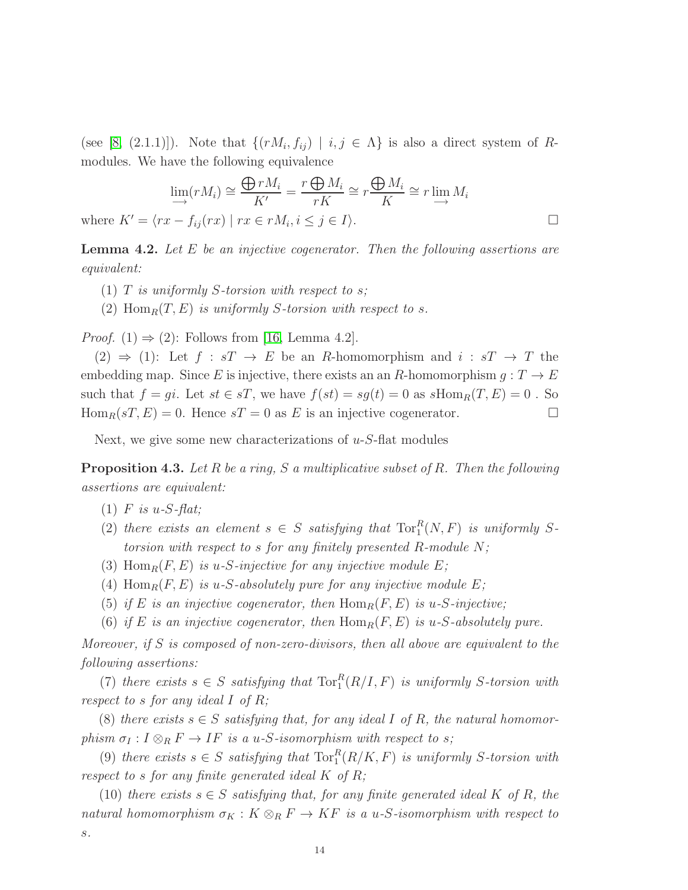(see [8, (2.1.1)]). Note that $\{(rM_i, f_{ij}) \mid i, j \in \Lambda\}$ is also a direct system of $R$-modules. We have the following equivalence

$$\varinjlim(rM_i) \cong \frac{\bigoplus rM_i}{K'} = \frac{r\bigoplus M_i}{rK} \cong r\frac{\bigoplus M_i}{K} \cong r\varinjlim M_i$$

where $K' = \langle rx - f_{ij}(rx) \mid rx \in rM_i, i \leq j \in I\rangle$. □

**Lemma 4.2.** *Let $E$ be an injective cogenerator. Then the following assertions are equivalent:*

1. *$T$ is uniformly $S$-torsion with respect to $s$;*
2. *$\mathrm{Hom}_R(T, E)$ is uniformly $S$-torsion with respect to $s$.*

*Proof.* (1) ⇒ (2): Follows from [16, Lemma 4.2].

(2) ⇒ (1): Let $f : sT \to E$ be an $R$-homomorphism and $i : sT \to T$ the embedding map. Since $E$ is injective, there exists an an $R$-homomorphism $g : T \to E$ such that $f = gi$. Let $st \in sT$, we have $f(st) = sg(t) = 0$ as $s\mathrm{Hom}_R(T, E) = 0$ . So $\mathrm{Hom}_R(sT, E) = 0$. Hence $sT = 0$ as $E$ is an injective cogenerator. □

Next, we give some new characterizations of $u$-$S$-flat modules

**Proposition 4.3.** *Let $R$ be a ring, $S$ a multiplicative subset of $R$. Then the following assertions are equivalent:*

1. *$F$ is $u$-$S$-flat;*
2. *there exists an element $s \in S$ satisfying that $\mathrm{Tor}_1^R(N, F)$ is uniformly $S$-torsion with respect to $s$ for any finitely presented $R$-module $N$;*
3. *$\mathrm{Hom}_R(F, E)$ is $u$-$S$-injective for any injective module $E$;*
4. *$\mathrm{Hom}_R(F, E)$ is $u$-$S$-absolutely pure for any injective module $E$;*
5. *if $E$ is an injective cogenerator, then $\mathrm{Hom}_R(F, E)$ is $u$-$S$-injective;*
6. *if $E$ is an injective cogenerator, then $\mathrm{Hom}_R(F, E)$ is $u$-$S$-absolutely pure.*

*Moreover, if $S$ is composed of non-zero-divisors, then all above are equivalent to the following assertions:*

(7) *there exists $s \in S$ satisfying that $\mathrm{Tor}_1^R(R/I, F)$ is uniformly $S$-torsion with respect to $s$ for any ideal $I$ of $R$;*

(8) *there exists $s \in S$ satisfying that, for any ideal $I$ of $R$, the natural homomorphism $\sigma_I : I \otimes_R F \to IF$ is a $u$-$S$-isomorphism with respect to $s$;*

(9) *there exists $s \in S$ satisfying that $\mathrm{Tor}_1^R(R/K, F)$ is uniformly $S$-torsion with respect to $s$ for any finite generated ideal $K$ of $R$;*

(10) *there exists $s \in S$ satisfying that, for any finite generated ideal $K$ of $R$, the natural homomorphism $\sigma_K : K \otimes_R F \to KF$ is a $u$-$S$-isomorphism with respect to $s$.*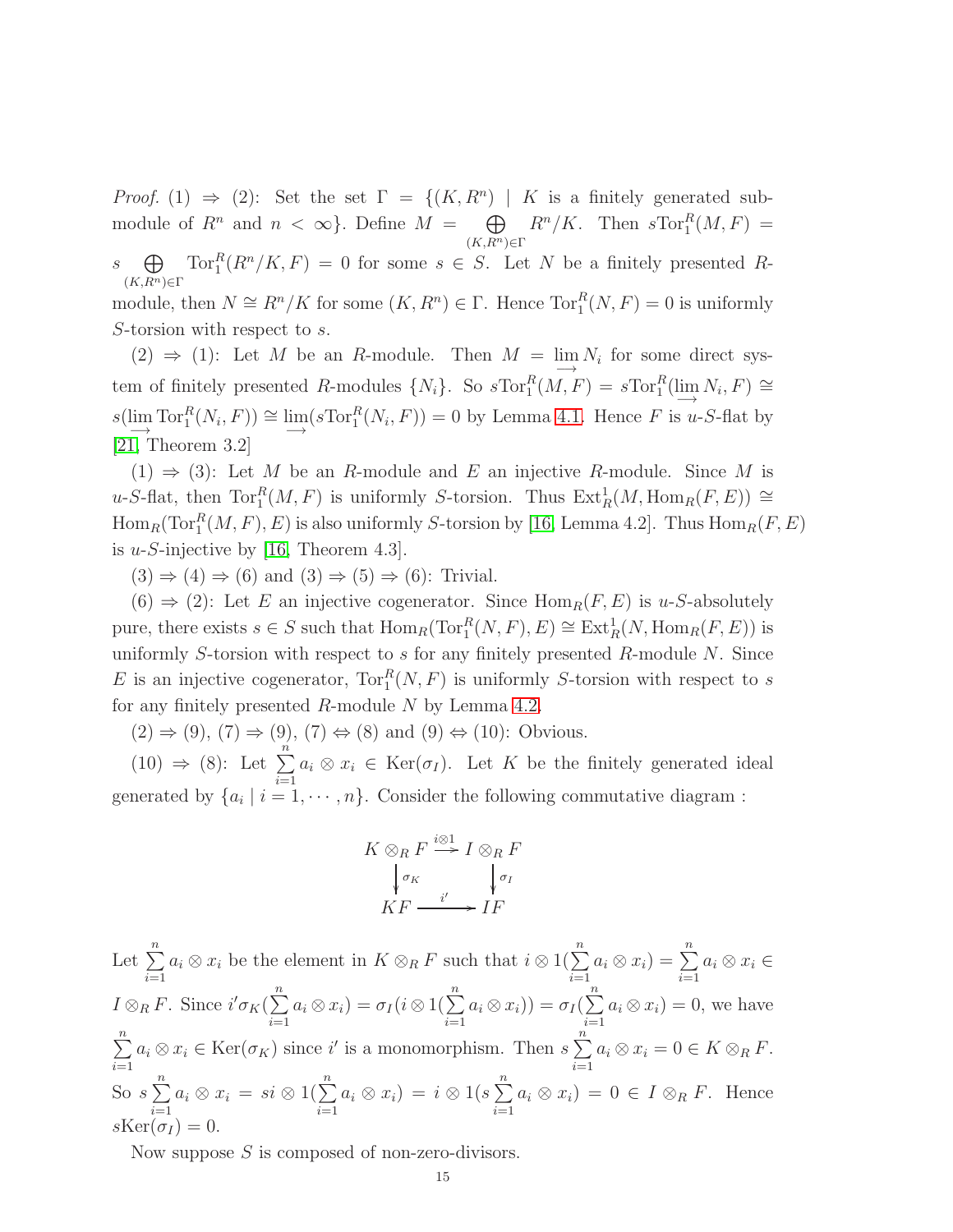*Proof.* (1) $\Rightarrow$ (2): Set the set $\Gamma = \{(K, R^n) \mid K$ is a finitely generated submodule of $R^n$ and $n < \infty\}$. Define $M = \bigoplus\limits_{(K,R^n)\in\Gamma} R^n/K$. Then $s\mathrm{Tor}_1^R(M, F) = s \bigoplus\limits_{(K,R^n)\in\Gamma} \mathrm{Tor}_1^R(R^n/K, F) = 0$ for some $s \in S$. Let $N$ be a finitely presented $R$-module, then $N \cong R^n/K$ for some $(K, R^n) \in \Gamma$. Hence $\mathrm{Tor}_1^R(N, F) = 0$ is uniformly $S$-torsion with respect to $s$.

(2) $\Rightarrow$ (1): Let $M$ be an $R$-module. Then $M = \varinjlim N_i$ for some direct system of finitely presented $R$-modules $\{N_i\}$. So $s\mathrm{Tor}_1^R(M, F) = s\mathrm{Tor}_1^R(\varinjlim N_i, F) \cong s(\varinjlim \mathrm{Tor}_1^R(N_i, F)) \cong \varinjlim(s\mathrm{Tor}_1^R(N_i, F)) = 0$ by Lemma 4.1. Hence $F$ is $u$-$S$-flat by [21, Theorem 3.2]

(1) $\Rightarrow$ (3): Let $M$ be an $R$-module and $E$ an injective $R$-module. Since $M$ is $u$-$S$-flat, then $\mathrm{Tor}_1^R(M, F)$ is uniformly $S$-torsion. Thus $\mathrm{Ext}_R^1(M, \mathrm{Hom}_R(F, E)) \cong \mathrm{Hom}_R(\mathrm{Tor}_1^R(M, F), E)$ is also uniformly $S$-torsion by [16, Lemma 4.2]. Thus $\mathrm{Hom}_R(F, E)$ is $u$-$S$-injective by [16, Theorem 4.3].

(3) $\Rightarrow$ (4) $\Rightarrow$ (6) and (3) $\Rightarrow$ (5) $\Rightarrow$ (6): Trivial.

(6) $\Rightarrow$ (2): Let $E$ an injective cogenerator. Since $\mathrm{Hom}_R(F, E)$ is $u$-$S$-absolutely pure, there exists $s \in S$ such that $\mathrm{Hom}_R(\mathrm{Tor}_1^R(N, F), E) \cong \mathrm{Ext}_R^1(N, \mathrm{Hom}_R(F, E))$ is uniformly $S$-torsion with respect to $s$ for any finitely presented $R$-module $N$. Since $E$ is an injective cogenerator, $\mathrm{Tor}_1^R(N, F)$ is uniformly $S$-torsion with respect to $s$ for any finitely presented $R$-module $N$ by Lemma 4.2.

(2) $\Rightarrow$ (9), (7) $\Rightarrow$ (9), (7) $\Leftrightarrow$ (8) and (9) $\Leftrightarrow$ (10): Obvious.

(10) $\Rightarrow$ (8): Let $\sum\limits_{i=1}^{n} a_i \otimes x_i \in \mathrm{Ker}(\sigma_I)$. Let $K$ be the finitely generated ideal generated by $\{a_i \mid i = 1, \cdots, n\}$. Consider the following commutative diagram :

$$\begin{array}{ccc}
K \otimes_R F & \xrightarrow{i\otimes 1} & I \otimes_R F \\
\downarrow{\scriptstyle \sigma_K} & & \downarrow{\scriptstyle \sigma_I} \\
KF & \xrightarrow{i'} & IF
\end{array}$$

Let $\sum\limits_{i=1}^{n} a_i \otimes x_i$ be the element in $K \otimes_R F$ such that $i \otimes 1(\sum\limits_{i=1}^{n} a_i \otimes x_i) = \sum\limits_{i=1}^{n} a_i \otimes x_i \in I \otimes_R F$. Since $i'\sigma_K(\sum\limits_{i=1}^{n} a_i \otimes x_i) = \sigma_I(i \otimes 1(\sum\limits_{i=1}^{n} a_i \otimes x_i)) = \sigma_I(\sum\limits_{i=1}^{n} a_i \otimes x_i) = 0$, we have $\sum\limits_{i=1}^{n} a_i \otimes x_i \in \mathrm{Ker}(\sigma_K)$ since $i'$ is a monomorphism. Then $s\sum\limits_{i=1}^{n} a_i \otimes x_i = 0 \in K \otimes_R F$. So $s\sum\limits_{i=1}^{n} a_i \otimes x_i = si \otimes 1(\sum\limits_{i=1}^{n} a_i \otimes x_i) = i \otimes 1(s\sum\limits_{i=1}^{n} a_i \otimes x_i) = 0 \in I \otimes_R F$. Hence $s\mathrm{Ker}(\sigma_I) = 0$.

Now suppose $S$ is composed of non-zero-divisors.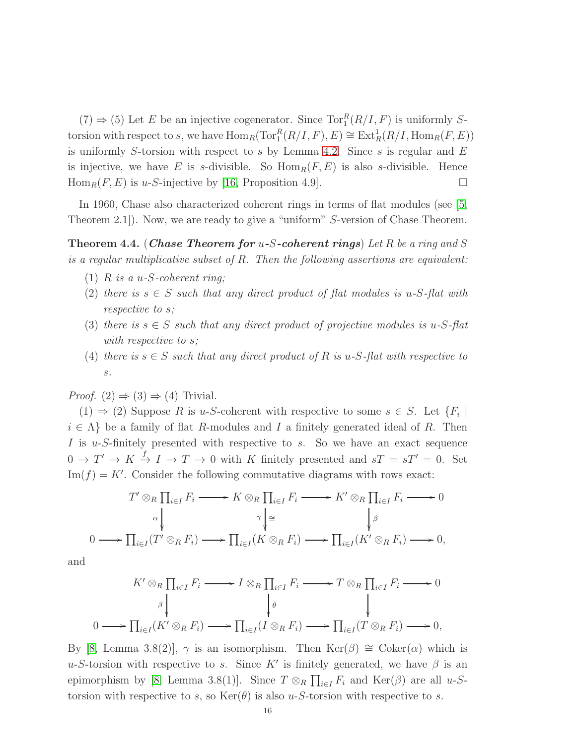(7) ⇒ (5) Let $E$ be an injective cogenerator. Since $\mathrm{Tor}_1^R(R/I, F)$ is uniformly $S$-torsion with respect to $s$, we have $\mathrm{Hom}_R(\mathrm{Tor}_1^R(R/I, F), E) \cong \mathrm{Ext}_R^1(R/I, \mathrm{Hom}_R(F, E))$ is uniformly $S$-torsion with respect to $s$ by Lemma 4.2. Since $s$ is regular and $E$ is injective, we have $E$ is $s$-divisible. So $\mathrm{Hom}_R(F, E)$ is also $s$-divisible. Hence $\mathrm{Hom}_R(F, E)$ is $u$-$S$-injective by [16, Proposition 4.9]. □

In 1960, Chase also characterized coherent rings in terms of flat modules (see [5, Theorem 2.1]). Now, we are ready to give a "uniform" $S$-version of Chase Theorem.

**Theorem 4.4.** (***Chase Theorem for*** $u$-$S$-***coherent rings***) *Let $R$ be a ring and $S$ is a regular multiplicative subset of $R$. Then the following assertions are equivalent:*

1. *$R$ is a $u$-$S$-coherent ring;*
2. *there is $s \in S$ such that any direct product of flat modules is $u$-$S$-flat with respective to $s$;*
3. *there is $s \in S$ such that any direct product of projective modules is $u$-$S$-flat with respective to $s$;*
4. *there is $s \in S$ such that any direct product of $R$ is $u$-$S$-flat with respective to $s$.*

*Proof.* (2) ⇒ (3) ⇒ (4) Trivial.

(1) ⇒ (2) Suppose $R$ is $u$-$S$-coherent with respective to some $s \in S$. Let $\{F_i \mid i \in \Lambda\}$ be a family of flat $R$-modules and $I$ a finitely generated ideal of $R$. Then $I$ is $u$-$S$-finitely presented with respective to $s$. So we have an exact sequence $0 \to T' \to K \xrightarrow{f} I \to T \to 0$ with $K$ finitely presented and $sT = sT' = 0$. Set $\mathrm{Im}(f) = K'$. Consider the following commutative diagrams with rows exact:

$$\begin{array}{ccccccccc}
 & & T' \otimes_R \prod_{i \in I} F_i & \longrightarrow & K \otimes_R \prod_{i \in I} F_i & \longrightarrow & K' \otimes_R \prod_{i \in I} F_i & \longrightarrow & 0 \\
 & & \downarrow{\scriptstyle \alpha} & & \downarrow{\scriptstyle \gamma}\,{\scriptstyle \cong} & & \downarrow{\scriptstyle \beta} & & \\
0 & \longrightarrow & \prod_{i \in I}(T' \otimes_R F_i) & \longrightarrow & \prod_{i \in I}(K \otimes_R F_i) & \longrightarrow & \prod_{i \in I}(K' \otimes_R F_i) & \longrightarrow & 0,
\end{array}$$

and

$$\begin{array}{ccccccccc}
 & & K' \otimes_R \prod_{i \in I} F_i & \longrightarrow & I \otimes_R \prod_{i \in I} F_i & \longrightarrow & T \otimes_R \prod_{i \in I} F_i & \longrightarrow & 0 \\
 & & \downarrow{\scriptstyle \beta} & & \downarrow{\scriptstyle \theta} & & \downarrow & & \\
0 & \longrightarrow & \prod_{i \in I}(K' \otimes_R F_i) & \longrightarrow & \prod_{i \in I}(I \otimes_R F_i) & \longrightarrow & \prod_{i \in I}(T \otimes_R F_i) & \longrightarrow & 0,
\end{array}$$

By [8, Lemma 3.8(2)], $\gamma$ is an isomorphism. Then $\mathrm{Ker}(\beta) \cong \mathrm{Coker}(\alpha)$ which is $u$-$S$-torsion with respective to $s$. Since $K'$ is finitely generated, we have $\beta$ is an epimorphism by [8, Lemma 3.8(1)]. Since $T \otimes_R \prod_{i \in I} F_i$ and $\mathrm{Ker}(\beta)$ are all $u$-$S$-torsion with respective to $s$, so $\mathrm{Ker}(\theta)$ is also $u$-$S$-torsion with respective to $s$.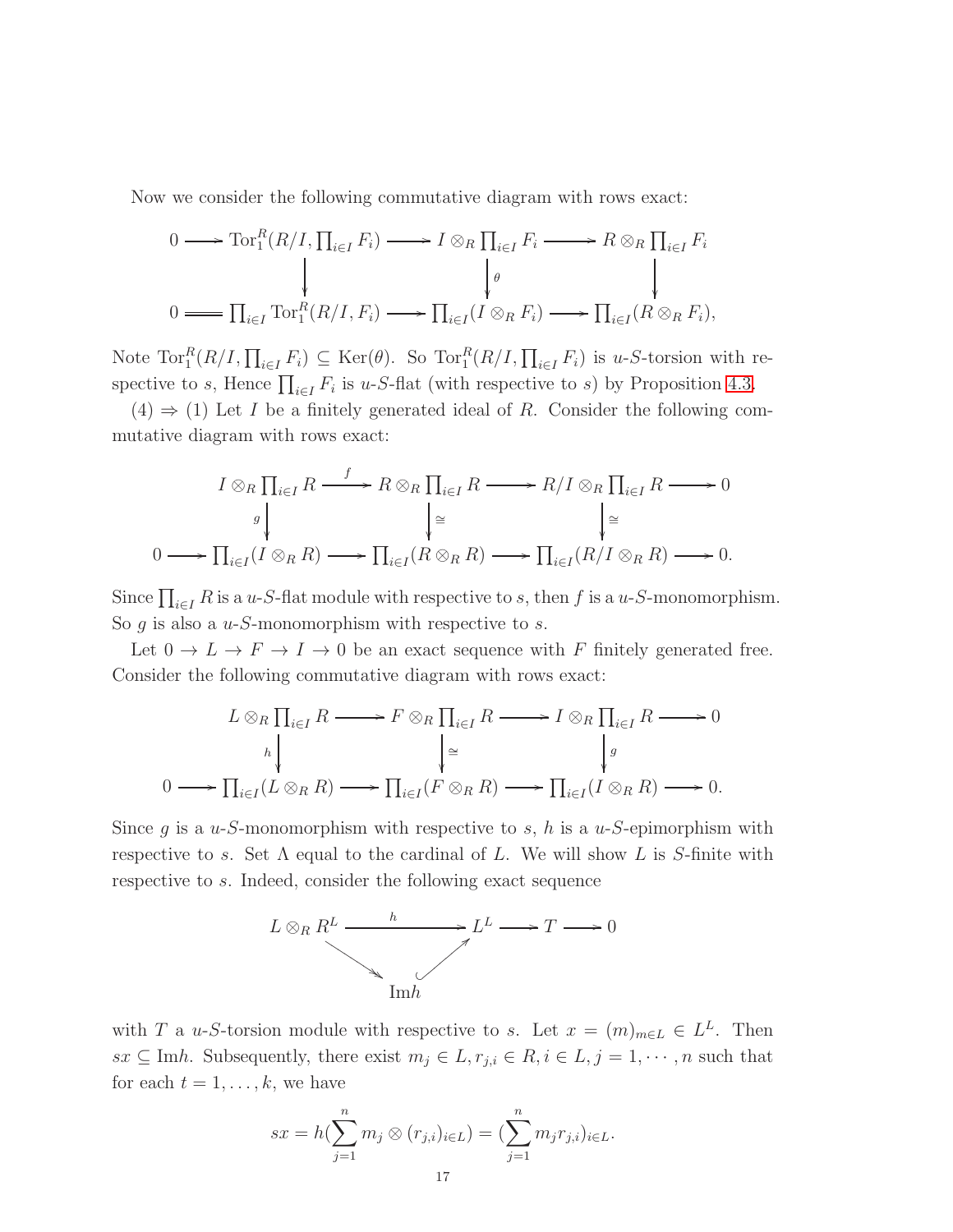Now we consider the following commutative diagram with rows exact:

$$\begin{array}{ccccccc}
0 & \longrightarrow & \mathrm{Tor}_1^R(R/I, \prod_{i\in I} F_i) & \longrightarrow & I \otimes_R \prod_{i\in I} F_i & \longrightarrow & R \otimes_R \prod_{i\in I} F_i \\
 & & \downarrow & & \downarrow \theta & & \downarrow \\
0 & = & \prod_{i\in I} \mathrm{Tor}_1^R(R/I, F_i) & \longrightarrow & \prod_{i\in I}(I \otimes_R F_i) & \longrightarrow & \prod_{i\in I}(R \otimes_R F_i),
\end{array}$$

Note $\mathrm{Tor}_1^R(R/I, \prod_{i\in I} F_i) \subseteq \mathrm{Ker}(\theta)$. So $\mathrm{Tor}_1^R(R/I, \prod_{i\in I} F_i)$ is $u$-$S$-torsion with respective to $s$, Hence $\prod_{i\in I} F_i$ is $u$-$S$-flat (with respective to $s$) by Proposition 4.3.

(4) $\Rightarrow$ (1) Let $I$ be a finitely generated ideal of $R$. Consider the following commutative diagram with rows exact:

$$\begin{array}{ccccccccc}
 & & I \otimes_R \prod_{i\in I} R & \xrightarrow{f} & R \otimes_R \prod_{i\in I} R & \longrightarrow & R/I \otimes_R \prod_{i\in I} R & \longrightarrow & 0 \\
 & & g\downarrow & & \downarrow \cong & & \downarrow \cong & & \\
0 & \longrightarrow & \prod_{i\in I}(I \otimes_R R) & \longrightarrow & \prod_{i\in I}(R \otimes_R R) & \longrightarrow & \prod_{i\in I}(R/I \otimes_R R) & \longrightarrow & 0.
\end{array}$$

Since $\prod_{i\in I} R$ is a $u$-$S$-flat module with respective to $s$, then $f$ is a $u$-$S$-monomorphism. So $g$ is also a $u$-$S$-monomorphism with respective to $s$.

Let $0 \to L \to F \to I \to 0$ be an exact sequence with $F$ finitely generated free. Consider the following commutative diagram with rows exact:

$$\begin{array}{ccccccccc}
 & & L \otimes_R \prod_{i\in I} R & \longrightarrow & F \otimes_R \prod_{i\in I} R & \longrightarrow & I \otimes_R \prod_{i\in I} R & \longrightarrow & 0 \\
 & & h\downarrow & & \downarrow \cong & & \downarrow g & & \\
0 & \longrightarrow & \prod_{i\in I}(L \otimes_R R) & \longrightarrow & \prod_{i\in I}(F \otimes_R R) & \longrightarrow & \prod_{i\in I}(I \otimes_R R) & \longrightarrow & 0.
\end{array}$$

Since $g$ is a $u$-$S$-monomorphism with respective to $s$, $h$ is a $u$-$S$-epimorphism with respective to $s$. Set $\Lambda$ equal to the cardinal of $L$. We will show $L$ is $S$-finite with respective to $s$. Indeed, consider the following exact sequence

$$\begin{array}{ccccc}
L \otimes_R R^L & \xrightarrow{h} & L^L & \longrightarrow T \longrightarrow 0 \\
 & \searrow & \nearrow & \\
 & & \mathrm{Im}h & 
\end{array}$$

with $T$ a $u$-$S$-torsion module with respective to $s$. Let $x = (m)_{m\in L} \in L^L$. Then $sx \subseteq \mathrm{Im}h$. Subsequently, there exist $m_j \in L, r_{j,i} \in R, i \in L, j = 1, \cdots, n$ such that for each $t = 1, \ldots, k$, we have

$$sx = h(\sum_{j=1}^{n} m_j \otimes (r_{j,i})_{i\in L}) = (\sum_{j=1}^{n} m_j r_{j,i})_{i\in L}.$$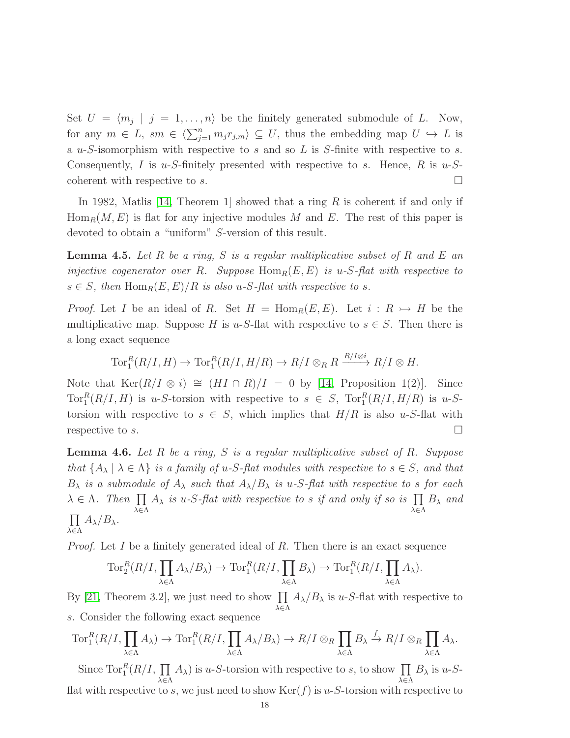Set $U = \langle m_j \mid j = 1, \dots, n\rangle$ be the finitely generated submodule of $L$. Now, for any $m \in L$, $sm \in \langle \sum_{j=1}^{n} m_j r_{j,m}\rangle \subseteq U$, thus the embedding map $U \hookrightarrow L$ is a $u$-$S$-isomorphism with respective to $s$ and so $L$ is $S$-finite with respective to $s$. Consequently, $I$ is $u$-$S$-finitely presented with respective to $s$. Hence, $R$ is $u$-$S$-coherent with respective to $s$. □

In 1982, Matlis [14, Theorem 1] showed that a ring $R$ is coherent if and only if $\mathrm{Hom}_R(M, E)$ is flat for any injective modules $M$ and $E$. The rest of this paper is devoted to obtain a "uniform" $S$-version of this result.

**Lemma 4.5.** *Let $R$ be a ring, $S$ is a regular multiplicative subset of $R$ and $E$ an injective cogenerator over $R$. Suppose $\mathrm{Hom}_R(E, E)$ is $u$-$S$-flat with respective to $s \in S$, then $\mathrm{Hom}_R(E, E)/R$ is also $u$-$S$-flat with respective to $s$.*

*Proof.* Let $I$ be an ideal of $R$. Set $H = \mathrm{Hom}_R(E, E)$. Let $i : R \rightarrowtail H$ be the multiplicative map. Suppose $H$ is $u$-$S$-flat with respective to $s \in S$. Then there is a long exact sequence

$$\mathrm{Tor}_1^R(R/I, H) \to \mathrm{Tor}_1^R(R/I, H/R) \to R/I \otimes_R R \xrightarrow{R/I \otimes i} R/I \otimes H.$$

Note that $\mathrm{Ker}(R/I \otimes i) \cong (HI \cap R)/I = 0$ by [14, Proposition 1(2)]. Since $\mathrm{Tor}_1^R(R/I, H)$ is $u$-$S$-torsion with respective to $s \in S$, $\mathrm{Tor}_1^R(R/I, H/R)$ is $u$-$S$-torsion with respective to $s \in S$, which implies that $H/R$ is also $u$-$S$-flat with respective to $s$. □

**Lemma 4.6.** *Let $R$ be a ring, $S$ is a regular multiplicative subset of $R$. Suppose that $\{A_\lambda \mid \lambda \in \Lambda\}$ is a family of $u$-$S$-flat modules with respective to $s \in S$, and that $B_\lambda$ is a submodule of $A_\lambda$ such that $A_\lambda/B_\lambda$ is $u$-$S$-flat with respective to $s$ for each $\lambda \in \Lambda$. Then $\prod\limits_{\lambda\in\Lambda} A_\lambda$ is $u$-$S$-flat with respective to $s$ if and only if so is $\prod\limits_{\lambda\in\Lambda} B_\lambda$ and $\prod\limits_{\lambda\in\Lambda} A_\lambda/B_\lambda$.*

*Proof.* Let $I$ be a finitely generated ideal of $R$. Then there is an exact sequence

$$\mathrm{Tor}_2^R(R/I, \prod_{\lambda\in\Lambda} A_\lambda/B_\lambda) \to \mathrm{Tor}_1^R(R/I, \prod_{\lambda\in\Lambda} B_\lambda) \to \mathrm{Tor}_1^R(R/I, \prod_{\lambda\in\Lambda} A_\lambda).$$

By [21, Theorem 3.2], we just need to show $\prod\limits_{\lambda\in\Lambda} A_\lambda/B_\lambda$ is $u$-$S$-flat with respective to $s$. Consider the following exact sequence

$$\mathrm{Tor}_1^R(R/I, \prod_{\lambda\in\Lambda} A_\lambda) \to \mathrm{Tor}_1^R(R/I, \prod_{\lambda\in\Lambda} A_\lambda/B_\lambda) \to R/I \otimes_R \prod_{\lambda\in\Lambda} B_\lambda \xrightarrow{f} R/I \otimes_R \prod_{\lambda\in\Lambda} A_\lambda.$$

Since $\mathrm{Tor}_1^R(R/I, \prod\limits_{\lambda\in\Lambda} A_\lambda)$ is $u$-$S$-torsion with respective to $s$, to show $\prod\limits_{\lambda\in\Lambda} B_\lambda$ is $u$-$S$-flat with respective to $s$, we just need to show $\mathrm{Ker}(f)$ is $u$-$S$-torsion with respective to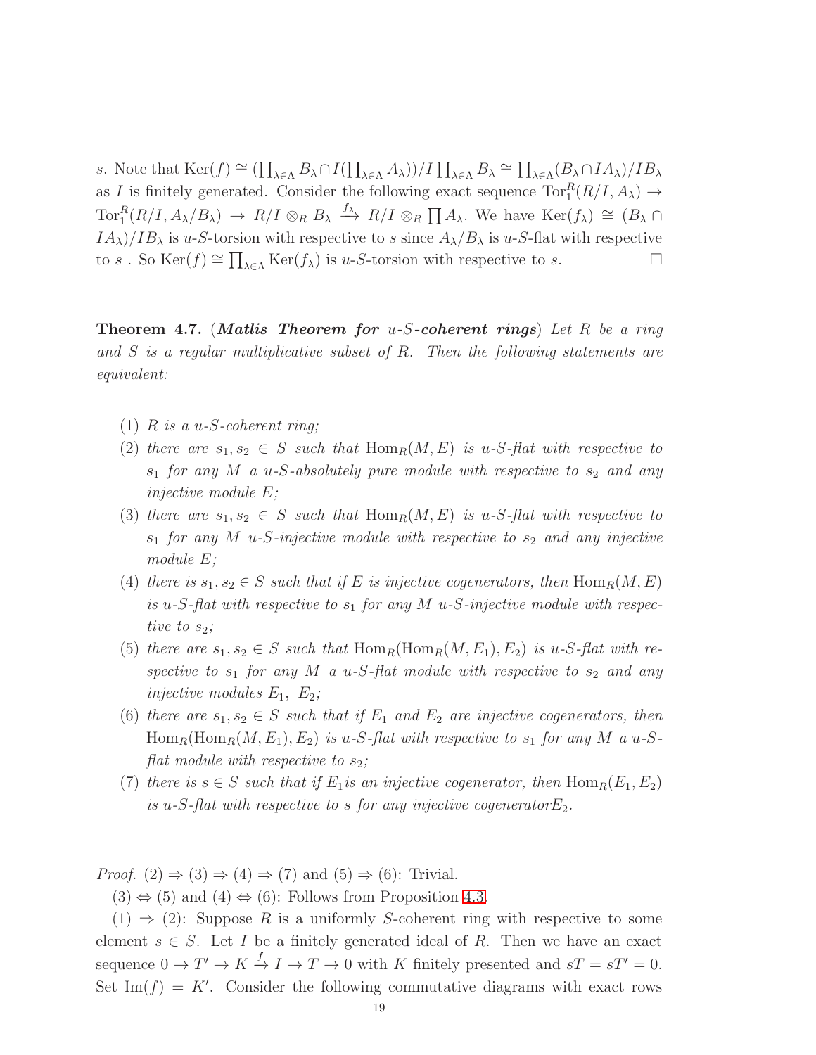$s$. Note that $\mathrm{Ker}(f) \cong (\prod_{\lambda\in\Lambda} B_\lambda \cap I(\prod_{\lambda\in\Lambda} A_\lambda))/I\prod_{\lambda\in\Lambda} B_\lambda \cong \prod_{\lambda\in\Lambda}(B_\lambda \cap IA_\lambda)/IB_\lambda$ as $I$ is finitely generated. Consider the following exact sequence $\mathrm{Tor}_1^R(R/I, A_\lambda) \to \mathrm{Tor}_1^R(R/I, A_\lambda/B_\lambda) \to R/I \otimes_R B_\lambda \xrightarrow{f_\lambda} R/I \otimes_R \prod A_\lambda$. We have $\mathrm{Ker}(f_\lambda) \cong (B_\lambda \cap IA_\lambda)/IB_\lambda$ is $u$-$S$-torsion with respective to $s$ since $A_\lambda/B_\lambda$ is $u$-$S$-flat with respective to $s$ . So $\mathrm{Ker}(f) \cong \prod_{\lambda\in\Lambda} \mathrm{Ker}(f_\lambda)$ is $u$-$S$-torsion with respective to $s$. □

**Theorem 4.7.** (***Matlis Theorem for $u$-$S$-coherent rings***) *Let $R$ be a ring and $S$ is a regular multiplicative subset of $R$. Then the following statements are equivalent:*

1. *$R$ is a $u$-$S$-coherent ring;*
2. *there are $s_1, s_2 \in S$ such that $\mathrm{Hom}_R(M, E)$ is $u$-$S$-flat with respective to $s_1$ for any $M$ a $u$-$S$-absolutely pure module with respective to $s_2$ and any injective module $E$;*
3. *there are $s_1, s_2 \in S$ such that $\mathrm{Hom}_R(M, E)$ is $u$-$S$-flat with respective to $s_1$ for any $M$ $u$-$S$-injective module with respective to $s_2$ and any injective module $E$;*
4. *there is $s_1, s_2 \in S$ such that if $E$ is injective cogenerators, then $\mathrm{Hom}_R(M, E)$ is $u$-$S$-flat with respective to $s_1$ for any $M$ $u$-$S$-injective module with respective to $s_2$;*
5. *there are $s_1, s_2 \in S$ such that $\mathrm{Hom}_R(\mathrm{Hom}_R(M, E_1), E_2)$ is $u$-$S$-flat with respective to $s_1$ for any $M$ a $u$-$S$-flat module with respective to $s_2$ and any injective modules $E_1$, $E_2$;*
6. *there are $s_1, s_2 \in S$ such that if $E_1$ and $E_2$ are injective cogenerators, then $\mathrm{Hom}_R(\mathrm{Hom}_R(M, E_1), E_2)$ is $u$-$S$-flat with respective to $s_1$ for any $M$ a $u$-$S$-flat module with respective to $s_2$;*
7. *there is $s \in S$ such that if $E_1$is an injective cogenerator, then $\mathrm{Hom}_R(E_1, E_2)$ is $u$-$S$-flat with respective to $s$ for any injective cogenerator$E_2$.*

*Proof.* (2) ⇒ (3) ⇒ (4) ⇒ (7) and (5) ⇒ (6): Trivial.

(3) ⇔ (5) and (4) ⇔ (6): Follows from Proposition 4.3.

(1) ⇒ (2): Suppose $R$ is a uniformly $S$-coherent ring with respective to some element $s \in S$. Let $I$ be a finitely generated ideal of $R$. Then we have an exact sequence $0 \to T' \to K \xrightarrow{f} I \to T \to 0$ with $K$ finitely presented and $sT = sT' = 0$. Set $\mathrm{Im}(f) = K'$. Consider the following commutative diagrams with exact rows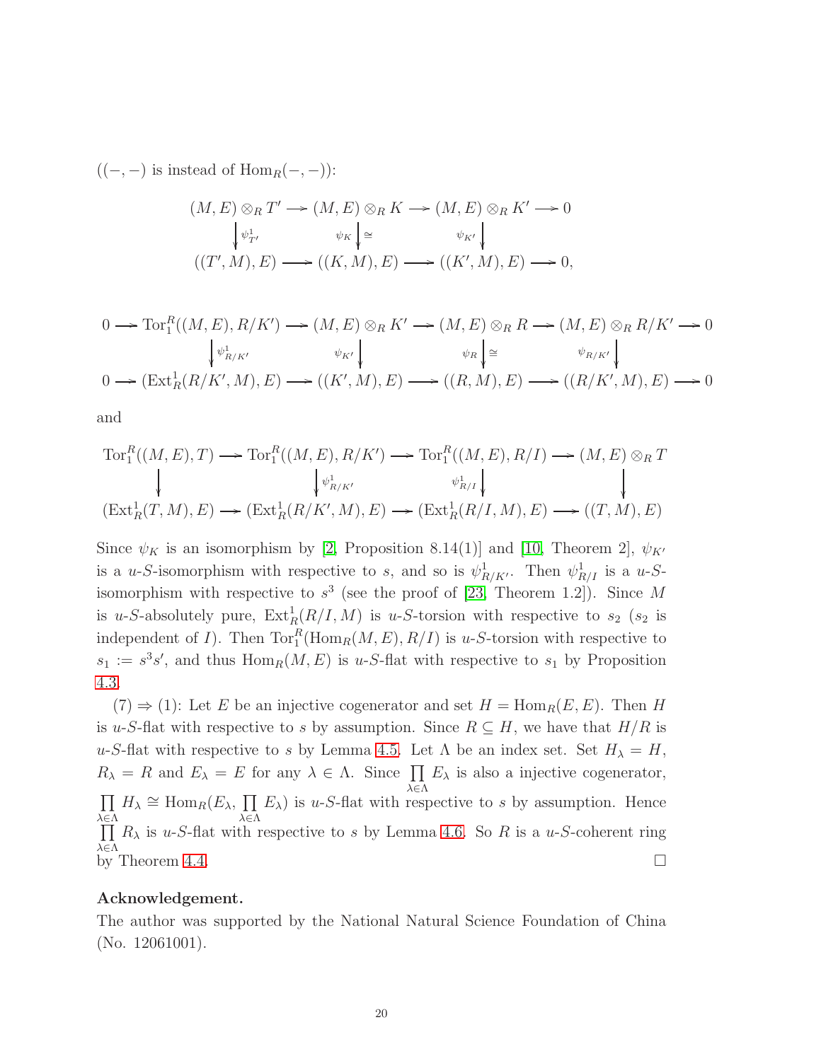($(-,-)$ is instead of $\mathrm{Hom}_R(-,-)$):

$$\begin{array}{ccccccc}
(M,E)\otimes_R T' & \longrightarrow & (M,E)\otimes_R K & \longrightarrow & (M,E)\otimes_R K' & \longrightarrow & 0 \\
\downarrow{\scriptstyle \psi^1_{T'}} & & {\scriptstyle \psi_K}\downarrow{\scriptstyle \cong} & & {\scriptstyle \psi_{K'}}\downarrow & & \\
((T',M),E) & \longrightarrow & ((K,M),E) & \longrightarrow & ((K',M),E) & \longrightarrow & 0,
\end{array}$$

$$\begin{array}{ccccccccccc}
0 & \longrightarrow & \mathrm{Tor}^R_1((M,E),R/K') & \longrightarrow & (M,E)\otimes_R K' & \longrightarrow & (M,E)\otimes_R R & \longrightarrow & (M,E)\otimes_R R/K' & \longrightarrow & 0 \\
& & \downarrow{\scriptstyle \psi^1_{R/K'}} & & {\scriptstyle \psi_{K'}}\downarrow & & {\scriptstyle \psi_R}\downarrow{\scriptstyle \cong} & & {\scriptstyle \psi_{R/K'}}\downarrow & & \\
0 & \longrightarrow & (\mathrm{Ext}^1_R(R/K',M),E) & \longrightarrow & ((K',M),E) & \longrightarrow & ((R,M),E) & \longrightarrow & ((R/K',M),E) & \longrightarrow & 0
\end{array}$$

and

$$\begin{array}{ccccccc}
\mathrm{Tor}^R_1((M,E),T) & \longrightarrow & \mathrm{Tor}^R_1((M,E),R/K') & \longrightarrow & \mathrm{Tor}^R_1((M,E),R/I) & \longrightarrow & (M,E)\otimes_R T \\
\downarrow & & \downarrow{\scriptstyle \psi^1_{R/K'}} & & {\scriptstyle \psi^1_{R/I}}\downarrow & & \downarrow \\
(\mathrm{Ext}^1_R(T,M),E) & \longrightarrow & (\mathrm{Ext}^1_R(R/K',M),E) & \longrightarrow & (\mathrm{Ext}^1_R(R/I,M),E) & \longrightarrow & ((T,M),E)
\end{array}$$

Since $\psi_K$ is an isomorphism by [2, Proposition 8.14(1)] and [10, Theorem 2], $\psi_{K'}$ is a $u$-$S$-isomorphism with respective to $s$, and so is $\psi^1_{R/K'}$. Then $\psi^1_{R/I}$ is a $u$-$S$-isomorphism with respective to $s^3$ (see the proof of [23, Theorem 1.2]). Since $M$ is $u$-$S$-absolutely pure, $\mathrm{Ext}^1_R(R/I,M)$ is $u$-$S$-torsion with respective to $s_2$ ($s_2$ is independent of $I$). Then $\mathrm{Tor}^R_1(\mathrm{Hom}_R(M,E),R/I)$ is $u$-$S$-torsion with respective to $s_1 := s^3s'$, and thus $\mathrm{Hom}_R(M,E)$ is $u$-$S$-flat with respective to $s_1$ by Proposition 4.3.

(7) $\Rightarrow$ (1): Let $E$ be an injective cogenerator and set $H = \mathrm{Hom}_R(E,E)$. Then $H$ is $u$-$S$-flat with respective to $s$ by assumption. Since $R \subseteq H$, we have that $H/R$ is $u$-$S$-flat with respective to $s$ by Lemma 4.5. Let $\Lambda$ be an index set. Set $H_\lambda = H$, $R_\lambda = R$ and $E_\lambda = E$ for any $\lambda \in \Lambda$. Since $\prod\limits_{\lambda\in\Lambda} E_\lambda$ is also a injective cogenerator, $\prod\limits_{\lambda\in\Lambda} H_\lambda \cong \mathrm{Hom}_R(E_\lambda, \prod\limits_{\lambda\in\Lambda} E_\lambda)$ is $u$-$S$-flat with respective to $s$ by assumption. Hence $\prod\limits_{\lambda\in\Lambda} R_\lambda$ is $u$-$S$-flat with respective to $s$ by Lemma 4.6. So $R$ is a $u$-$S$-coherent ring by Theorem 4.4. $\square$

**Acknowledgement.**
The author was supported by the National Natural Science Foundation of China (No. 12061001).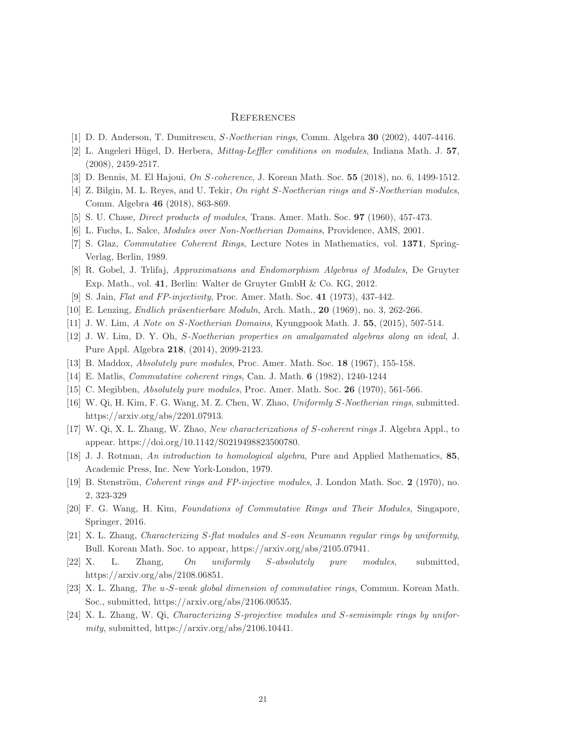# References

[1] D. D. Anderson, T. Dumitrescu, *S-Noetherian rings*, Comm. Algebra **30** (2002), 4407-4416.

[2] L. Angeleri Hügel, D. Herbera, *Mittag-Leffler conditions on modules*, Indiana Math. J. **57**, (2008), 2459-2517.

[3] D. Bennis, M. El Hajoui, *On S-coherence*, J. Korean Math. Soc. **55** (2018), no. 6, 1499-1512.

[4] Z. Bilgin, M. L. Reyes, and U. Tekir, *On right S-Noetherian rings and S-Noetherian modules*, Comm. Algebra **46** (2018), 863-869.

[5] S. U. Chase, *Direct products of modules*, Trans. Amer. Math. Soc. **97** (1960), 457-473.

[6] L. Fuchs, L. Salce, *Modules over Non-Noetherian Domains*, Providence, AMS, 2001.

[7] S. Glaz, *Commutative Coherent Rings*, Lecture Notes in Mathematics, vol. **1371**, Spring-Verlag, Berlin, 1989.

[8] R. Gobel, J. Trlifaj, *Approximations and Endomorphism Algebras of Modules*, De Gruyter Exp. Math., vol. **41**, Berlin: Walter de Gruyter GmbH & Co. KG, 2012.

[9] S. Jain, *Flat and FP-injectivity*, Proc. Amer. Math. Soc. **41** (1973), 437-442.

[10] E. Lenzing, *Endlich präsentierbare Moduln*, Arch. Math., **20** (1969), no. 3, 262-266.

[11] J. W. Lim, *A Note on S-Noetherian Domains*, Kyungpook Math. J. **55**, (2015), 507-514.

[12] J. W. Lim, D. Y. Oh, *S-Noetherian properties on amalgamated algebras along an ideal*, J. Pure Appl. Algebra **218**, (2014), 2099-2123.

[13] B. Maddox, *Absolutely pure modules*, Proc. Amer. Math. Soc. **18** (1967), 155-158.

[14] E. Matlis, *Commutative coherent rings*, Can. J. Math. **6** (1982), 1240-1244

[15] C. Megibben, *Absolutely pure modules*, Proc. Amer. Math. Soc. **26** (1970), 561-566.

[16] W. Qi, H. Kim, F. G. Wang, M. Z. Chen, W. Zhao, *Uniformly S-Noetherian rings*, submitted. https://arxiv.org/abs/2201.07913.

[17] W. Qi, X. L. Zhang, W. Zhao, *New characterizations of S-coherent rings* J. Algebra Appl., to appear. https://doi.org/10.1142/S0219498823500780.

[18] J. J. Rotman, *An introduction to homological algebra*, Pure and Applied Mathematics, **85**, Academic Press, Inc. New York-London, 1979.

[19] B. Stenström, *Coherent rings and FP-injective modules*, J. London Math. Soc. **2** (1970), no. 2, 323-329

[20] F. G. Wang, H. Kim, *Foundations of Commutative Rings and Their Modules*, Singapore, Springer, 2016.

[21] X. L. Zhang, *Characterizing S-flat modules and S-von Neumann regular rings by uniformity*, Bull. Korean Math. Soc. to appear, https://arxiv.org/abs/2105.07941.

[22] X. L. Zhang, *On uniformly S-absolutely pure modules*, submitted, https://arxiv.org/abs/2108.06851.

[23] X. L. Zhang, *The u-S-weak global dimension of commutative rings*, Commun. Korean Math. Soc., submitted, https://arxiv.org/abs/2106.00535.

[24] X. L. Zhang, W. Qi, *Characterizing S-projective modules and S-semisimple rings by uniformity*, submitted, https://arxiv.org/abs/2106.10441.